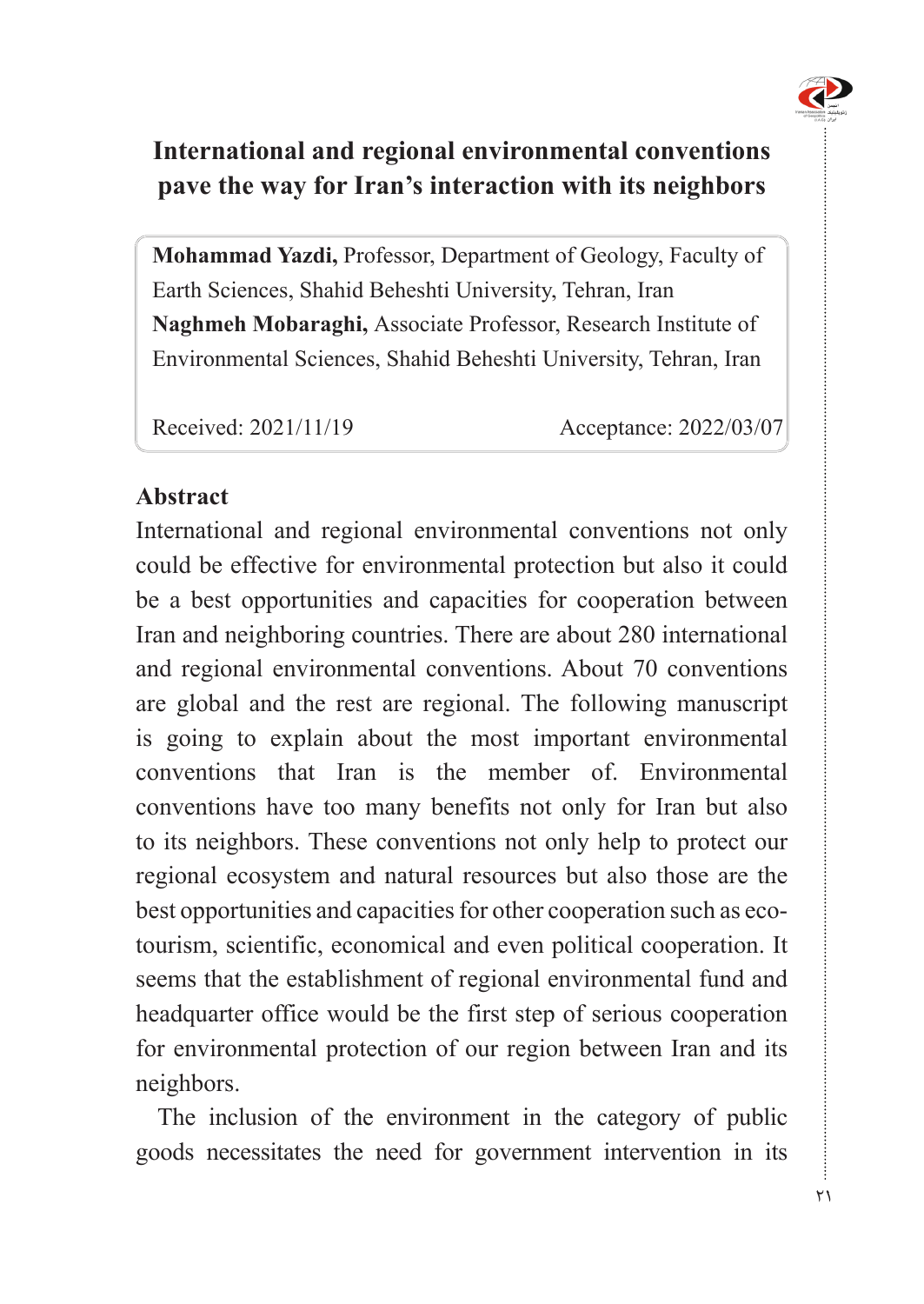# International and regional environmental conventions pave the way for Iran's interaction with its neighbors

**Mohammad Yazdi,** Professor, Department of Geology, Faculty of Earth Sciences, Shahid Beheshti University, Tehran, Iran

**Naghmeh Mobaraghi,** Associate Professor, Research Institute of Environmental Sciences, Shahid Beheshti University, Tehran, Iran

Received: 2021/11/19 Acceptance: 2022/03/07

## Abstract

International and regional environmental conventions not only could be effective for environmental protection but also it could be a best opportunities and capacities for cooperation between Iran and neighboring countries. There are about 280 international and regional environmental conventions. About 70 conventions are global and the rest are regional. The following manuscript is going to explain about the most important environmental conventions that Iran is the member of. Environmental conventions have too many benefits not only for Iran but also to its neighbors. These conventions not only help to protect our regional ecosystem and natural resources but also those are the best opportunities and capacities for other cooperation such as eco-tourism, scientific, economical and even political cooperation. It seems that the establishment of regional environmental fund and headquarter office would be the first step of serious cooperation for environmental protection of our region between Iran and its neighbors.

The inclusion of the environment in the category of public goods necessitates the need for government intervention in its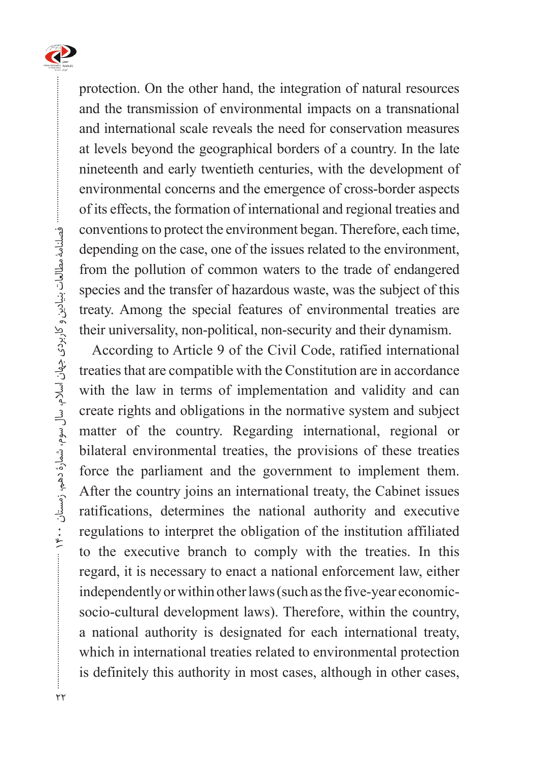protection. On the other hand, the integration of natural resources and the transmission of environmental impacts on a transnational and international scale reveals the need for conservation measures at levels beyond the geographical borders of a country. In the late nineteenth and early twentieth centuries, with the development of environmental concerns and the emergence of cross-border aspects of its effects, the formation of international and regional treaties and conventions to protect the environment began. Therefore, each time, depending on the case, one of the issues related to the environment, from the pollution of common waters to the trade of endangered species and the transfer of hazardous waste, was the subject of this treaty. Among the special features of environmental treaties are their universality, non-political, non-security and their dynamism.

According to Article 9 of the Civil Code, ratified international treaties that are compatible with the Constitution are in accordance with the law in terms of implementation and validity and can create rights and obligations in the normative system and subject matter of the country. Regarding international, regional or bilateral environmental treaties, the provisions of these treaties force the parliament and the government to implement them. After the country joins an international treaty, the Cabinet issues ratifications, determines the national authority and executive regulations to interpret the obligation of the institution affiliated to the executive branch to comply with the treaties. In this regard, it is necessary to enact a national enforcement law, either independently or within other laws (such as the five-year economic-socio-cultural development laws). Therefore, within the country, a national authority is designated for each international treaty, which in international treaties related to environmental protection is definitely this authority in most cases, although in other cases,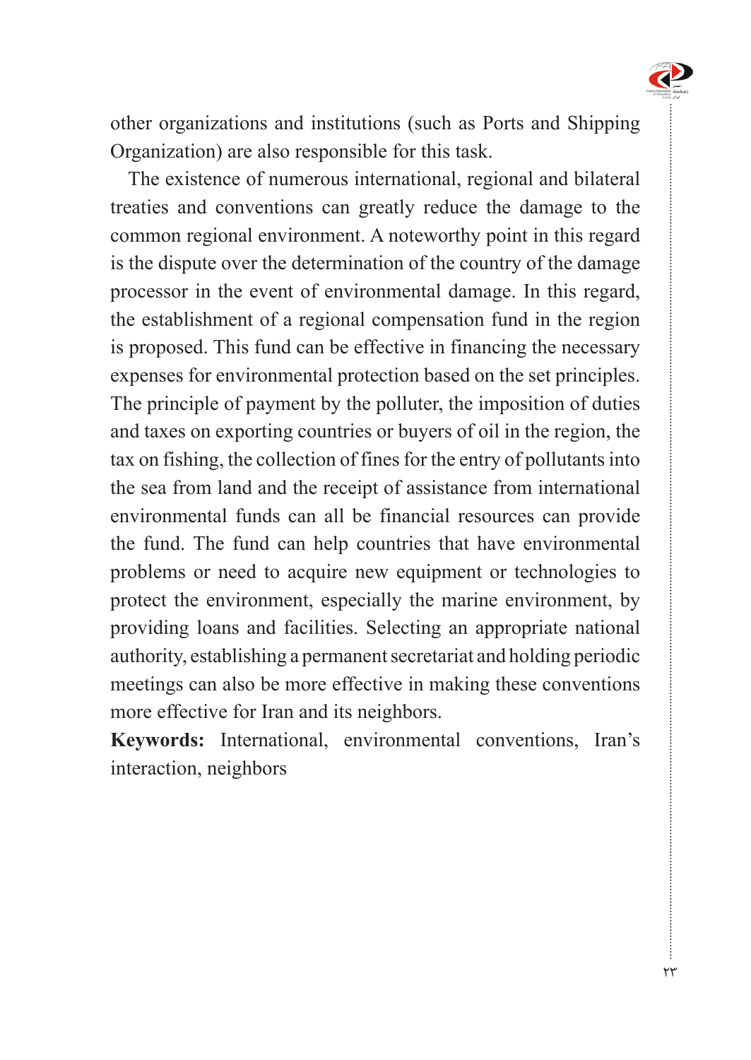other organizations and institutions (such as Ports and Shipping Organization) are also responsible for this task.

The existence of numerous international, regional and bilateral treaties and conventions can greatly reduce the damage to the common regional environment. A noteworthy point in this regard is the dispute over the determination of the country of the damage processor in the event of environmental damage. In this regard, the establishment of a regional compensation fund in the region is proposed. This fund can be effective in financing the necessary expenses for environmental protection based on the set principles. The principle of payment by the polluter, the imposition of duties and taxes on exporting countries or buyers of oil in the region, the tax on fishing, the collection of fines for the entry of pollutants into the sea from land and the receipt of assistance from international environmental funds can all be financial resources can provide the fund. The fund can help countries that have environmental problems or need to acquire new equipment or technologies to protect the environment, especially the marine environment, by providing loans and facilities. Selecting an appropriate national authority, establishing a permanent secretariat and holding periodic meetings can also be more effective in making these conventions more effective for Iran and its neighbors.

**Keywords:** International, environmental conventions, Iran's interaction, neighbors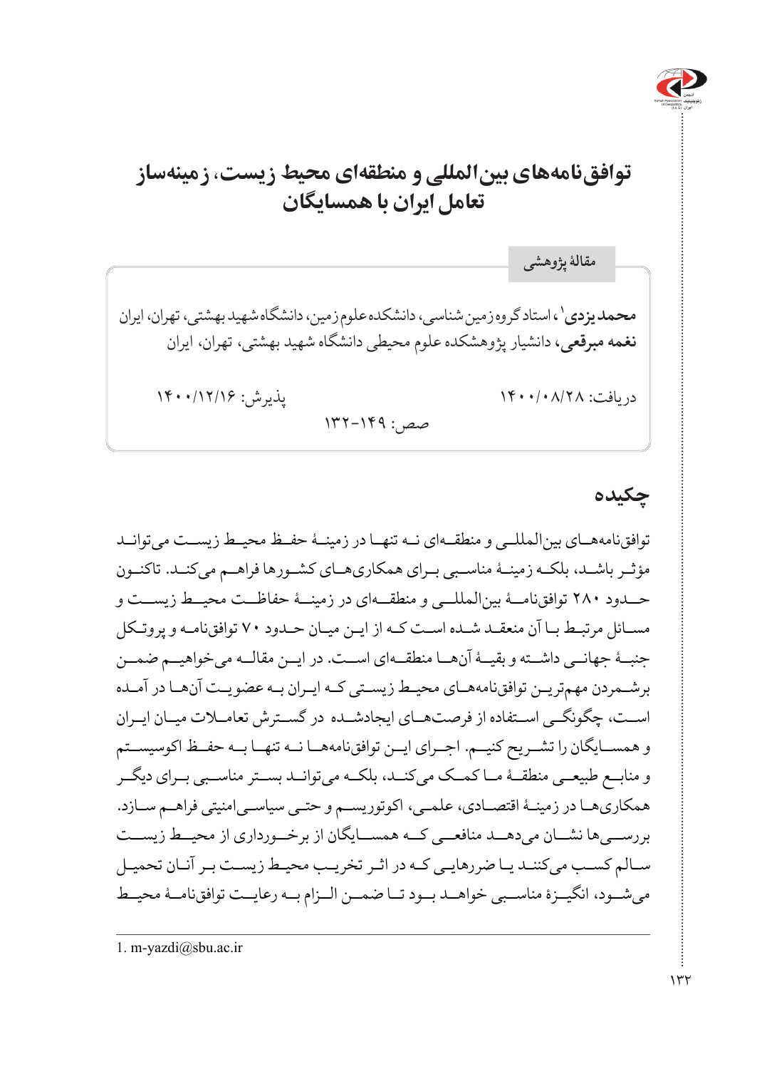# توافق‌نامه‌های بین‌المللی و منطقه‌ای محیط زیست، زمینه‌ساز تعامل ایران با همسایگان

مقالۀ پژوهشی

**محمد یزدی**[1]، استاد گروه زمین شناسی، دانشکده علوم زمین، دانشگاه شهید بهشتی، تهران، ایران
**نغمه مبرقعی**، دانشیار پژوهشکده علوم محیطی دانشگاه شهید بهشتی، تهران، ایران

دریافت: ۱۴۰۰/۰۸/۲۸ پذیرش: ۱۴۰۰/۱۲/۱۶

صص: ۱۴۹-۱۳۲

## چکیده

توافق‌نامه‌های بین‌المللی و منطقه‌ای نه تنها در زمینۀ حفظ محیط زیست می‌توانند مؤثر باشند، بلکه زمینۀ مناسبی برای همکاری‌های کشورها فراهم می‌کنند. تاکنون حدود ۲۸۰ توافق‌نامۀ بین‌المللی و منطقه‌ای در زمینۀ حفاظت محیط زیست و مسائل مرتبط با آن منعقد شده است که از این میان حدود ۷۰ توافق‌نامه و پروتکل جنبۀ جهانی داشته و بقیۀ آن‌ها منطقه‌ای است. در این مقاله می‌خواهیم ضمن برشمردن مهم‌ترین توافق‌نامه‌های محیط زیستی که ایران به عضویت آن‌ها در آمده است، چگونگی استفاده از فرصت‌های ایجادشده در گسترش تعاملات میان ایران و همسایگان را تشریح کنیم. اجرای این توافق‌نامه‌ها نه تنها به حفظ اکوسیستم و منابع طبیعی منطقۀ ما کمک می‌کند، بلکه می‌توانند بستر مناسبی برای دیگر همکاری‌ها در زمینۀ اقتصادی، علمی، اکوتوریسم و حتی سیاسی‌امنیتی فراهم سازد. بررسی‌ها نشان می‌دهد منافعی که همسایگان از برخورداری از محیط زیست سالم کسب می‌کنند یا ضررهایی که در اثر تخریب محیط زیست بر آنان تحمیل می‌شود، انگیزۀ مناسبی خواهد بود تا ضمن الزام به رعایت توافق‌نامۀ محیط

1. m-yazdi@sbu.ac.ir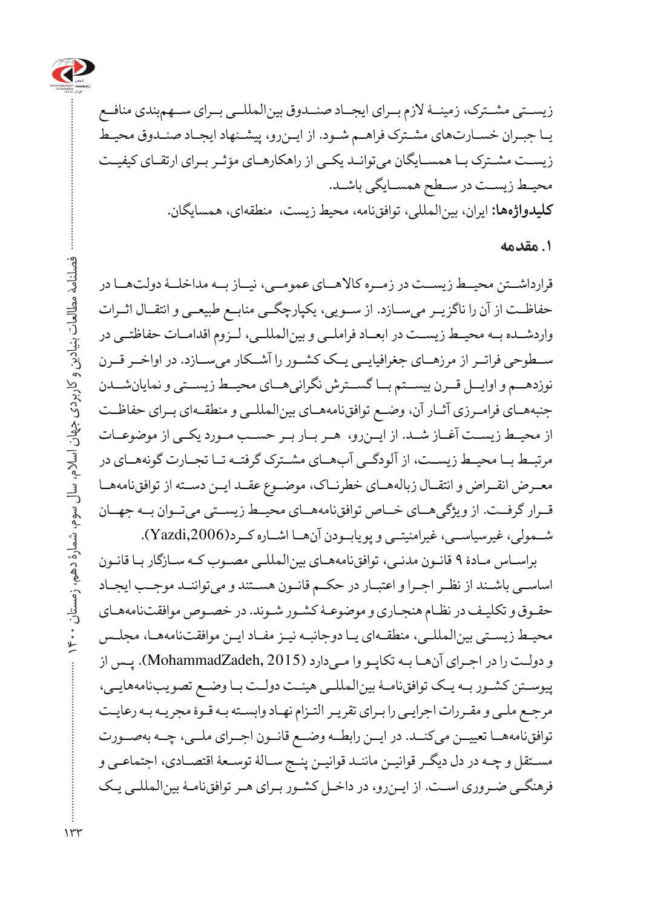زیستی مشترک، زمینهٔ لازم برای ایجاد صندوق بین‌المللی برای سهم‌بندی منافع یا جبران خسارت‌های مشترک فراهم شود. از این‌رو، پیشنهاد ایجاد صندوق محیط زیست مشترک با همسایگان می‌تواند یکی از راهکارهای مؤثر برای ارتقای کیفیت محیط زیست در سطح همسایگی باشد.

**کلیدواژه‌ها:** ایران، بین‌المللی، توافق‌نامه، محیط زیست، منطقه‌ای، همسایگان.

## ۱. مقدمه

قرارداشتن محیط زیست در زمره کالاهای عمومی، نیاز به مداخلهٔ دولت‌ها در حفاظت از آن را ناگزیر می‌سازد. از سویی، یکپارچگی منابع طبیعی و انتقال اثرات واردشده به محیط زیست در ابعاد فراملی و بین‌المللی، لزوم اقدامات حفاظتی در سطوحی فراتر از مرزهای جغرافیایی یک کشور را آشکار می‌سازد. در اواخر قرن نوزدهم و اوایل قرن بیستم با گسترش نگرانی‌های محیط زیستی و نمایان‌شدن جنبه‌های فرامرزی آثار آن، وضع توافق‌نامه‌های بین‌المللی و منطقه‌ای برای حفاظت از محیط زیست آغاز شد. از این‌رو، هر بار بر حسب مورد یکی از موضوعات مرتبط با محیط زیست، از آلودگی آب‌های مشترک گرفته تا تجارت گونه‌های در معرض انقراض و انتقال زباله‌های خطرناک، موضوع عقد این دسته از توافق‌نامه‌ها قرار گرفت. از ویژگی‌های خاص توافق‌نامه‌های محیط زیستی می‌توان به جهان شمولی، غیرسیاسی، غیرامنیتی و پویابودن آن‌ها اشاره کرد(Yazdi,2006).

براساس مادهٔ ۹ قانون مدنی، توافق‌نامه‌های بین‌المللی مصوب که سازگار با قانون اساسی باشند از نظر اجرا و اعتبار در حکم قانون هستند و می‌توانند موجب ایجاد حقوق و تکلیف در نظام هنجاری و موضوعهٔ کشور شوند. در خصوص موافقت‌نامه‌های محیط زیستی بین‌المللی، منطقه‌ای یا دوجانبه نیز مفاد این موافقت‌نامه‌ها، مجلس و دولت را در اجرای آن‌ها به تکاپو وا می‌دارد (MohammadZadeh, 2015). پس از پیوستن کشور به یک توافق‌نامهٔ بین‌المللی هیئت دولت با وضع تصویب‌نامه‌هایی، مرجع ملی و مقررات اجرایی را برای تقریر التزام نهاد وابسته به قوهٔ مجریه به رعایت توافق‌نامه‌ها تعیین می‌کند. در این رابطه وضع قانون اجرای ملی، چه به‌صورت مستقل و چه در دل دیگر قوانین مانند قوانین پنج سالهٔ توسعهٔ اقتصادی، اجتماعی و فرهنگی ضروری است. از این‌رو، در داخل کشور برای هر توافق‌نامهٔ بین‌المللی یک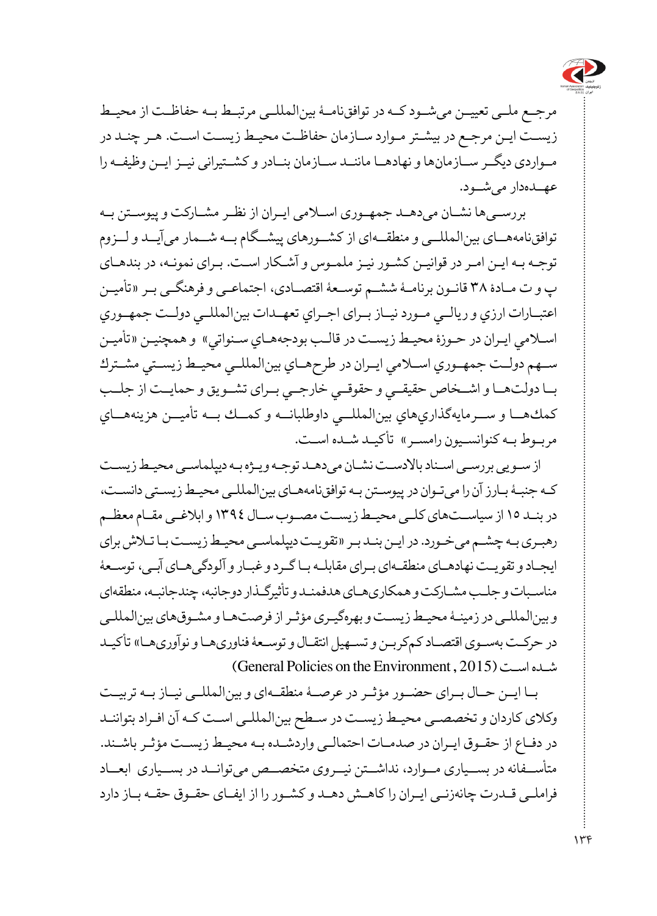مرجع ملـی تعییـن می‌شـود کـه در توافق‌نامـهٔ بین‌المللی مرتبـط بـه حفاظـت از محیـط زیسـت ایـن مرجـع در بیشـتر مـوارد سـازمان حفاظـت محیـط زیسـت اسـت. هـر چنـد در مـواردی دیگـر سـازمان‌ها و نهادهـا ماننـد سـازمان بنـادر و کشـتیرانی نیـز ایـن وظیفـه را عهـده‌دار می‌شـود.

بررسـی‌ها نشـان می‌دهـد جمهـوری اسـلامی ایـران از نظـر مشـارکت و پیوسـتن بـه توافق‌نامه‌هـای بین‌المللـی و منطقـه‌ای از کشـورهای پیشـگام بـه شـمار می‌آیـد و لـزوم توجـه بـه ایـن امـر در قوانیـن کشـور نیـز ملمـوس و آشـکار اسـت. بـرای نمونـه، در بندهـای پ و ت مـادهٔ ۳۸ قانـون برنامـهٔ ششـم توسـعهٔ اقتصـادی، اجتماعـی و فرهنگـی بـر «تأمیـن اعتبـارات ارزي و ريالـي مـورد نیـاز بـرای اجـراي تعهـدات بین‌المللـي دولـت جمهـوري اسـلامي ایـران در حـوزهٔ محیـط زیسـت در قالـب بودجه‌هـاي سـنواتي» و همچنیـن «تأمیـن سـهم دولـت جمهـوري اسـلامي ایـران در طرح‌هـاي بین‌المللـي محیـط زیسـتي مشـترك بـا دولت‌هـا و اشـخاص حقیقـي و حقوقـي خارجـي بـرای تشـویق و حمایـت از جلـب كمك‌هـا و سـرمایه‌گذاري‌هاي بین‌المللـي داوطلبانـه و كمـك بـه تأميـن هزينه‌هـاي مربـوط بـه کنوانسـیون رامسـر» تأکیـد شـده اسـت.

از سـویی بررسـی اسـناد بالادسـت نشـان می‌دهـد توجـه ویـژه بـه دیپلماسـی محیـط زیسـت کـه جنبـهٔ بـارز آن را می‌تـوان در پیوسـتن بـه توافق‌نامه‌هـای بین‌المللـی محیـط زیسـتی دانسـت، در بنـد ۱۵ از سیاسـت‌های کلـی محیـط زیسـت مصـوب سـال ۱۳۹٤ و ابلاغـی مقـام معظـم رهبـری بـه چشـم می‌خـورد. در ایـن بنـد بـر «تقویـت دیپلماسـی محیـط زیسـت بـا تـلاش برای ایجـاد و تقویـت نهادهـای منطقـه‌ای بـرای مقابلـه بـا گـرد و غبـار و آلودگی‌هـای آبـی، توسـعهٔ مناسـبات و جلـب مشـارکت و همکاری‌هـای هدفمنـد و تأثیرگـذار دوجانبه، چندجانبـه، منطقه‌ای و بین‌المللـی در زمینـهٔ محیـط زیسـت و بهره‌گیـری مؤثـر از فرصت‌هـا و مشـوق‌های بین‌المللـی در حرکـت به‌سـوی اقتصـاد کم‌کربـن و تسـهیل انتقـال و توسـعهٔ فناوری‌هـا و نوآوری‌هـا» تأکیـد شـده اسـت (General Policies on the Environment , 2015)

بـا ایـن حـال بـرای حضـور مؤثـر در عرصـهٔ منطقـه‌ای و بین‌المللی نیـاز بـه تربیـت وکلای کاردان و تخصصـی محیـط زیسـت در سـطح بین‌المللی اسـت کـه آن افـراد بتواننـد در دفـاع از حقـوق ایـران در صدمـات احتمالـی واردشـده بـه محیـط زیسـت مؤثـر باشـند. متأسـفانه در بسـیاری مـوارد، نداشـتن نیـروی متخصـص می‌توانـد در بسـیاری ابعـاد فراملـی قـدرت چانه‌زنـی ایـران را کاهـش دهـد و کشـور را از ایفـای حقـوق حقـه بـاز دارد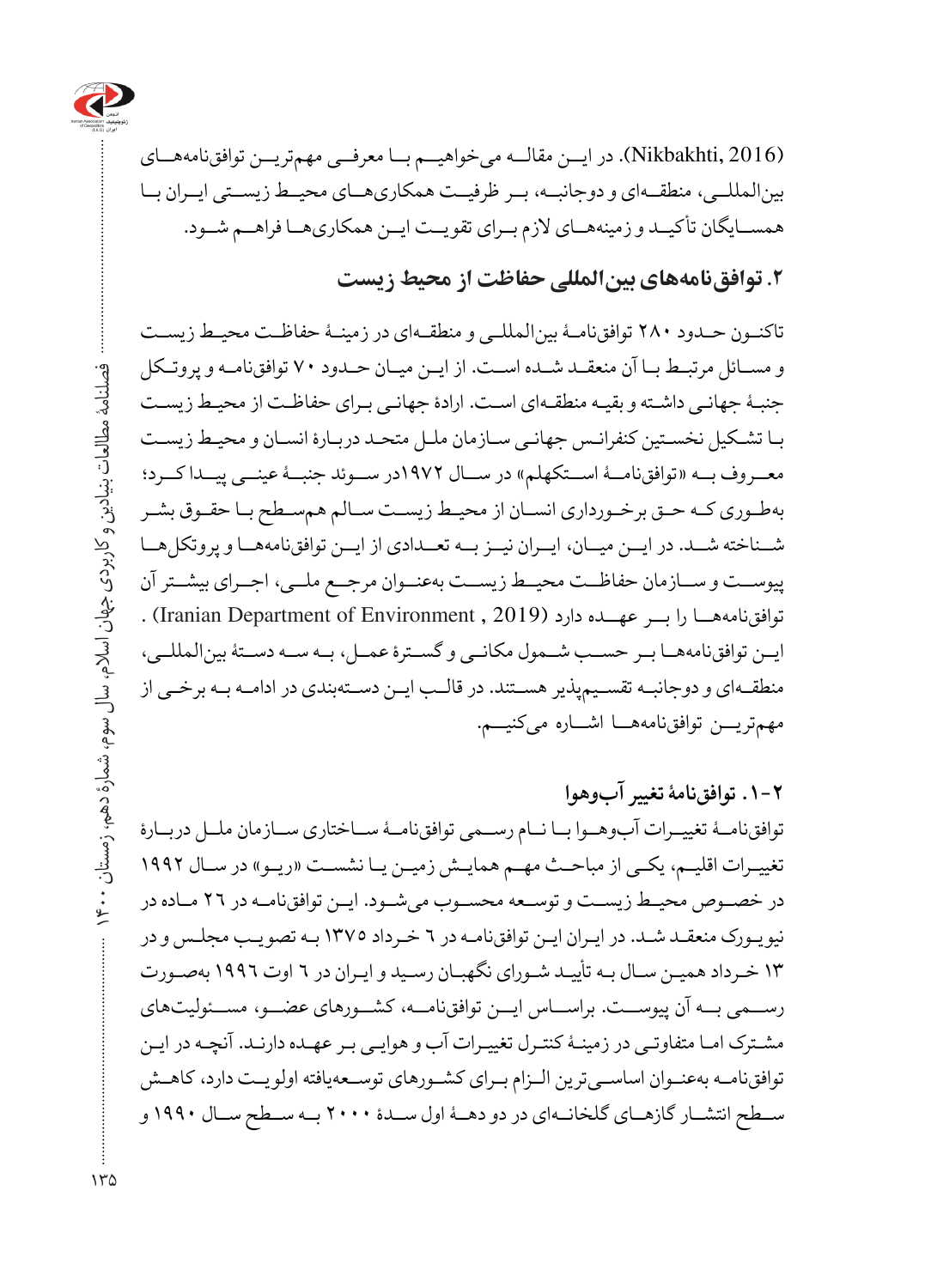(Nikbakhti, 2016). در ایــن مقالــه می‌خواهیــم بــا معرفــی مهم‌تریــن توافق‌نامه‌هــای بین‌المللــی، منطقــه‌ای و دوجانبــه، بــر ظرفیــت همکاری‌هــای محیــط زیســتی ایــران بــا همســایگان تأکیــد و زمینه‌هــای لازم بــرای تقویــت ایــن همکاری‌هــا فراهــم شــود.

## ۲. توافق‌نامه‌های بین‌المللی حفاظت از محیط زیست

تاکنــون حــدود ۲۸۰ توافق‌نامــهٔ بین‌المللــی و منطقــه‌ای در زمینــهٔ حفاظــت محیــط زیســت و مســائل مرتبــط بــا آن منعقــد شــده اســت. از ایــن میــان حــدود ۷۰ توافق‌نامــه و پروتــکل جنبــهٔ جهانــی داشــته و بقیــه منطقــه‌ای اســت. ارادهٔ جهانــی بــرای حفاظــت از محیــط زیســت بــا تشــکیل نخســتین کنفرانــس جهانــی ســازمان ملــل متحــد دربــارهٔ انســان و محیــط زیســت معــروف بــه «توافق‌نامــهٔ اســتکهلم» در ســال ۱۹۷۲در ســوئد جنبــهٔ عینــی پیــدا کــرد؛ به‌طــوری کــه حــق برخــورداری انســان از محیــط زیســت ســالم هم‌ســطح بــا حقــوق بشــر شــناخته شــد. در ایــن میــان، ایــران نیــز بــه تعــدادی از ایــن توافق‌نامه‌هــا و پروتکل‌هــا پیوســت و ســازمان حفاظــت محیــط زیســت به‌عنــوان مرجــع ملــی، اجــرای بیشــتر آن توافق‌نامه‌هــا را بــر عهــده دارد (Iranian Department of Environment , 2019) . ایــن توافق‌نامه‌هــا بــر حســب شــمول مکانــی و گســترهٔ عمــل، بــه ســه دســتهٔ بین‌المللــی، منطقــه‌ای و دوجانبــه تقســیم‌پذیر هســتند. در قالــب ایــن دســته‌بندی در ادامــه بــه برخــی از مهم‌تریــن توافق‌نامه‌هــا اشــاره می‌کنیــم.

### ۲-۱. توافق‌نامهٔ تغییر آب‌وهوا

توافق‌نامــهٔ تغییــرات آب‌وهــوا بــا نــام رســمی توافق‌نامــهٔ ســاختاری ســازمان ملــل دربــارهٔ تغییــرات اقلیــم، یکــی از مباحــث مهــم همایــش زمیــن یــا نشســت «ریــو» در ســال ۱۹۹۲ در خصــوص محیــط زیســت و توســعه محســوب می‌شــود. ایــن توافق‌نامــه در ۲۶ مــاده در نیویــورک منعقــد شــد. در ایــران ایــن توافق‌نامــه در ٦ خــرداد ۱۳۷۵ بــه تصویــب مجلــس و در ۱۳ خــرداد همیــن ســال بــه تأییــد شــورای نگهبــان رســید و ایــران در ٦ اوت ۱۹۹٦ به‌صــورت رســمی بــه آن پیوســت. براســاس ایــن توافق‌نامــه، کشــورهای عضــو، مســئولیت‌های مشــترک امــا متفاوتــی در زمینــهٔ کنتــرل تغییــرات آب و هوایــی بــر عهــده دارنــد. آنچــه در ایــن توافق‌نامــه به‌عنــوان اساســی‌ترین الــزام بــرای کشــورهای توســعه‌یافته اولویــت دارد، کاهــش ســطح انتشــار گازهــای گلخانــه‌ای در دو دهــهٔ اول ســدهٔ ۲۰۰۰ بــه ســطح ســال ۱۹۹۰ و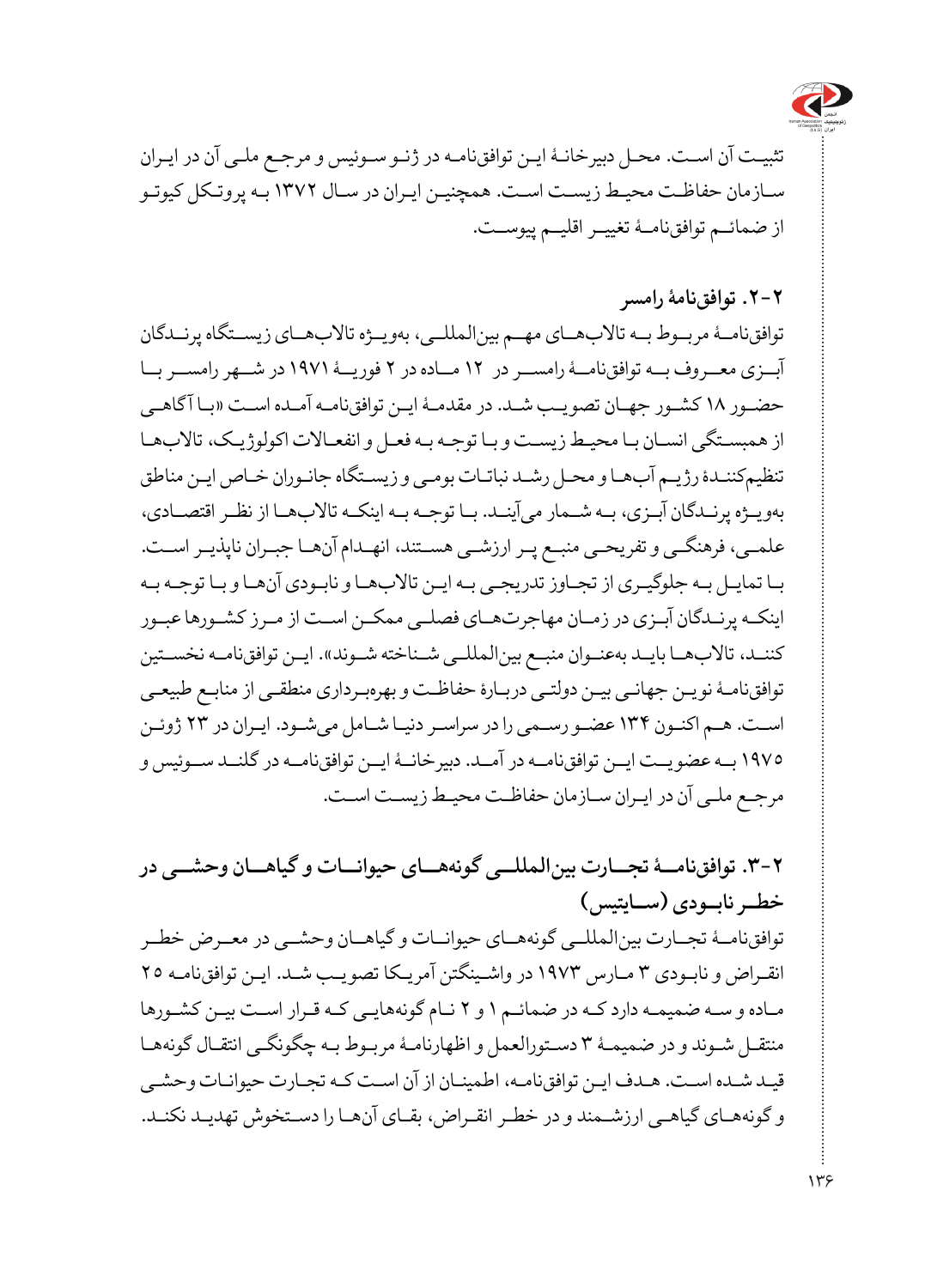تثبیت آن است. محل دبیرخانهٔ این توافق‌نامه در ژنو سوئیس و مرجع ملی آن در ایران سازمان حفاظت محیط زیست است. همچنین ایران در سال ۱۳۷۲ به پروتکل کیوتو از ضمائم توافق‌نامهٔ تغییر اقلیم پیوست.

### ۲-۲. توافق‌نامهٔ رامسر

توافق‌نامهٔ مربوط به تالاب‌های مهم بین‌المللی، به‌ویژه تالاب‌های زیستگاه پرندگان آبزی معروف به توافق‌نامهٔ رامسر در ۱۲ ماده در ۲ فوریهٔ ۱۹۷۱ در شهر رامسر با حضور ۱۸ کشور جهان تصویب شد. در مقدمهٔ این توافق‌نامه آمده است «با آگاهی از همبستگی انسان با محیط زیست و با توجه به فعل و انفعالات اکولوژیک، تالاب‌ها تنظیم‌کنندهٔ رژیم آب‌ها و محل رشد نباتات بومی و زیستگاه جانوران خاص این مناطق به‌ویژه پرندگان آبزی، به شمار می‌آیند. با توجه به اینکه تالاب‌ها از نظر اقتصادی، علمی، فرهنگی و تفریحی منبع پر ارزشی هستند، انهدام آن‌ها جبران ناپذیر است. با تمایل به جلوگیری از تجاوز تدریجی به این تالاب‌ها و نابودی آن‌ها و با توجه به اینکه پرندگان آبزی در زمان مهاجرت‌های فصلی ممکن است از مرز کشورها عبور کنند، تالاب‌ها باید به‌عنوان منبع بین‌المللی شناخته شوند». این توافق‌نامه نخستین توافق‌نامهٔ نوین جهانی بین دولتی دربارهٔ حفاظت و بهره‌برداری منطقی از منابع طبیعی است. هم اکنون ۱۳۴ عضو رسمی را در سراسر دنیا شامل می‌شود. ایران در ۲۳ ژوئن ۱۹۷۵ به عضویت این توافق‌نامه در آمد. دبیرخانهٔ این توافق‌نامه در گلند سوئیس و مرجع ملی آن در ایران سازمان حفاظت محیط زیست است.

### ۲-۳. توافق‌نامهٔ تجارت بین‌المللی گونه‌های حیوانات و گیاهان وحشی در خطر نابودی (سایتیس)

توافق‌نامهٔ تجارت بین‌المللی گونه‌های حیوانات و گیاهان وحشی در معرض خطر انقراض و نابودی ۳ مارس ۱۹۷۳ در واشینگتن آمریکا تصویب شد. این توافق‌نامه ۲۵ ماده و سه ضمیمه دارد که در ضمائم ۱ و ۲ نام گونه‌هایی که قرار است بین کشورها منتقل شوند و در ضمیمهٔ ۳ دستورالعمل و اظهارنامهٔ مربوط به چگونگی انتقال گونه‌ها قید شده است. هدف این توافق‌نامه، اطمینان از آن است که تجارت حیوانات وحشی و گونه‌های گیاهی ارزشمند و در خطر انقراض، بقای آن‌ها را دستخوش تهدید نکند.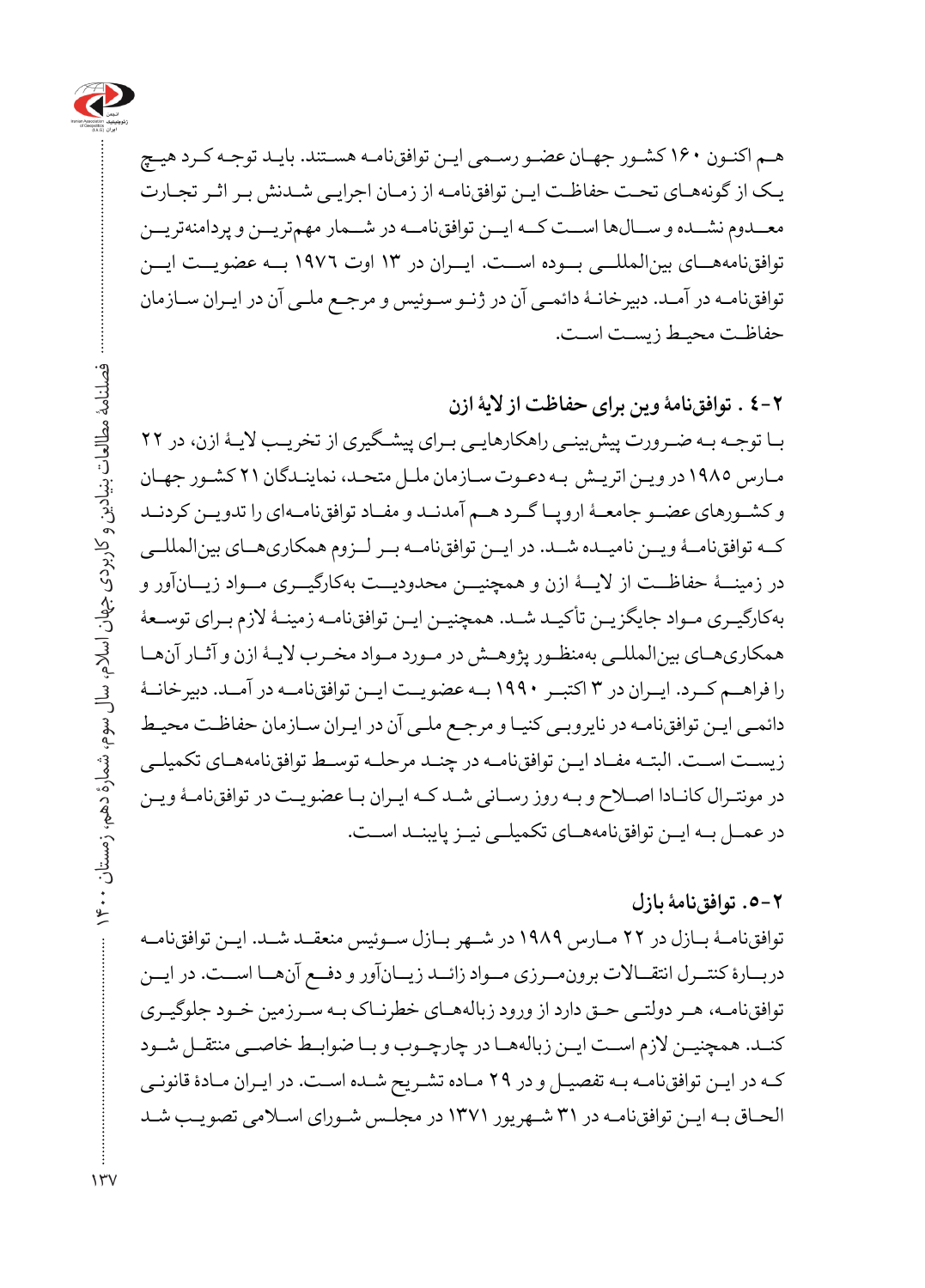هم اکنون ۱۶۰ کشور جهان عضو رسمی این توافق‌نامه هستند. باید توجه کرد هیچ یک از گونه‌های تحت حفاظت این توافق‌نامه از زمان اجرایی شدنش بر اثر تجارت معدوم نشده و سال‌ها است که این توافق‌نامه در شمار مهم‌ترین و پردامنه‌ترین توافق‌نامه‌های بین‌المللی بوده است. ایران در ۱۳ اوت ۱۹۷٦ به عضویت این توافق‌نامه در آمد. دبیرخانهٔ دائمی آن در ژنو سوئیس و مرجع ملی آن در ایران سازمان حفاظت محیط زیست است.

### ۲-٤ . توافق‌نامهٔ وین برای حفاظت از لایهٔ ازن

با توجه به ضرورت پیش‌بینی راهکارهایی برای پیشگیری از تخریب لایهٔ ازن، در ۲۲ مارس ۱۹۸۵ در وین اتریش به دعوت سازمان ملل متحد، نمایندگان ۲۱ کشور جهان و کشورهای عضو جامعهٔ اروپا گرد هم آمدند و مفاد توافق‌نامه‌ای را تدوین کردند که توافق‌نامهٔ وین نامیده شد. در این توافق‌نامه بر لزوم همکاری‌های بین‌المللی در زمینهٔ حفاظت از لایهٔ ازن و همچنین محدودیت به‌کارگیری مواد زیان‌آور و به‌کارگیری مواد جایگزین تأکید شد. همچنین این توافق‌نامه زمینهٔ لازم برای توسعهٔ همکاری‌های بین‌المللی به‌منظور پژوهش در مورد مواد مخرب لایهٔ ازن و آثار آن‌ها را فراهم کرد. ایران در ۳ اکتبر ۱۹۹۰ به عضویت این توافق‌نامه در آمد. دبیرخانهٔ دائمی این توافق‌نامه در نایروبی کنیا و مرجع ملی آن در ایران سازمان حفاظت محیط زیست است. البته مفاد این توافق‌نامه در چند مرحله توسط توافق‌نامه‌های تکمیلی در مونترال کانادا اصلاح و به روز رسانی شد که ایران با عضویت در توافق‌نامهٔ وین در عمل به این توافق‌نامه‌های تکمیلی نیز پایبند است.

### ۲-۵. توافق‌نامهٔ بازل

توافق‌نامهٔ بازل در ۲۲ مارس ۱۹۸۹ در شهر بازل سوئیس منعقد شد. این توافق‌نامه دربارهٔ کنترل انتقالات برون‌مرزی مواد زائد زیان‌آور و دفع آن‌ها است. در این توافق‌نامه، هر دولتی حق دارد از ورود زباله‌های خطرناک به سرزمین خود جلوگیری کند. همچنین لازم است این زباله‌ها در چارچوب و با ضوابط خاصی منتقل شود که در این توافق‌نامه به تفصیل و در ۲۹ ماده تشریح شده است. در ایران مادهٔ قانونی الحاق به این توافق‌نامه در ۳۱ شهریور ۱۳۷۱ در مجلس شورای اسلامی تصویب شد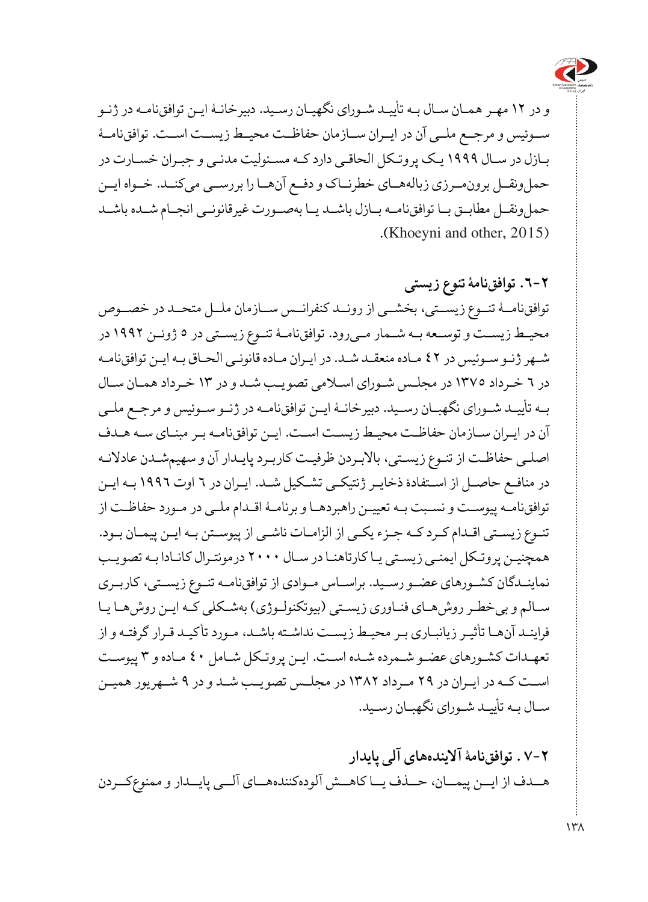و در ۱۲ مهر همان سال به تأیید شورای نگهبان رسید. دبیرخانهٔ این توافق‌نامه در ژنو سوئیس و مرجع ملی آن در ایران سازمان حفاظت محیط زیست است. توافق‌نامهٔ بازل در سال ۱۹۹۹ یک پروتکل الحاقی دارد که مسئولیت مدنی و جبران خسارت در حمل‌ونقل برون‌مرزی زباله‌های خطرناک و دفع آن‌ها را بررسی می‌کند. خواه این حمل‌ونقل مطابق با توافق‌نامه بازل باشد یا به‌صورت غیرقانونی انجام شده باشد (Khoeyni and other, 2015).

## ۲-۶. توافق‌نامهٔ تنوع زیستی

توافق‌نامهٔ تنوع زیستی، بخشی از روند کنفرانس سازمان ملل متحد در خصوص محیط زیست و توسعه به شمار می‌رود. توافق‌نامهٔ تنوع زیستی در ۵ ژوئن ۱۹۹۲ در شهر ژنو سوئیس در ۴۲ ماده منعقد شد. در ایران ماده قانونی الحاق به این توافق‌نامه در ۶ خرداد ۱۳۷۵ در مجلس شورای اسلامی تصویب شد و در ۱۳ خرداد همان سال به تأیید شورای نگهبان رسید. دبیرخانهٔ این توافق‌نامه در ژنو سوئیس و مرجع ملی آن در ایران سازمان حفاظت محیط زیست است. این توافق‌نامه بر مبنای سه هدف اصلی حفاظت از تنوع زیستی، بالابردن ظرفیت کاربرد پایدار آن و سهیم‌شدن عادلانه در منافع حاصل از استفادهٔ ذخایر ژنتیکی تشکیل شد. ایران در ۶ اوت ۱۹۹۶ به این توافق‌نامه پیوست و نسبت به تعیین راهبردها و برنامهٔ اقدام ملی در مورد حفاظت از تنوع زیستی اقدام کرد که جزء یکی از الزامات ناشی از پیوستن به این پیمان بود. همچنین پروتکل ایمنی زیستی یا کارتاهنا در سال ۲۰۰۰ درمونترال کانادا به تصویب نمایندگان کشورهای عضو رسید. براساس موادی از توافق‌نامه تنوع زیستی، کاربری سالم و بی‌خطر روش‌های فناوری زیستی (بیوتکنولوژی) به‌شکلی که این روش‌ها یا فرایند آن‌ها تأثیر زیانباری بر محیط زیست نداشته باشد، مورد تأکید قرار گرفته و از تعهدات کشورهای عضو شمرده شده است. این پروتکل شامل ۴۰ ماده و ۳ پیوست است که در ایران در ۲۹ مرداد ۱۳۸۲ در مجلس تصویب شد و در ۹ شهریور همین سال به تأیید شورای نگهبان رسید.

## ۲-۷. توافق‌نامهٔ آلاینده‌های آلی پایدار

هدف از این پیمان، حذف یا کاهش آلوده‌کننده‌های آلی پایدار و ممنوع‌کردن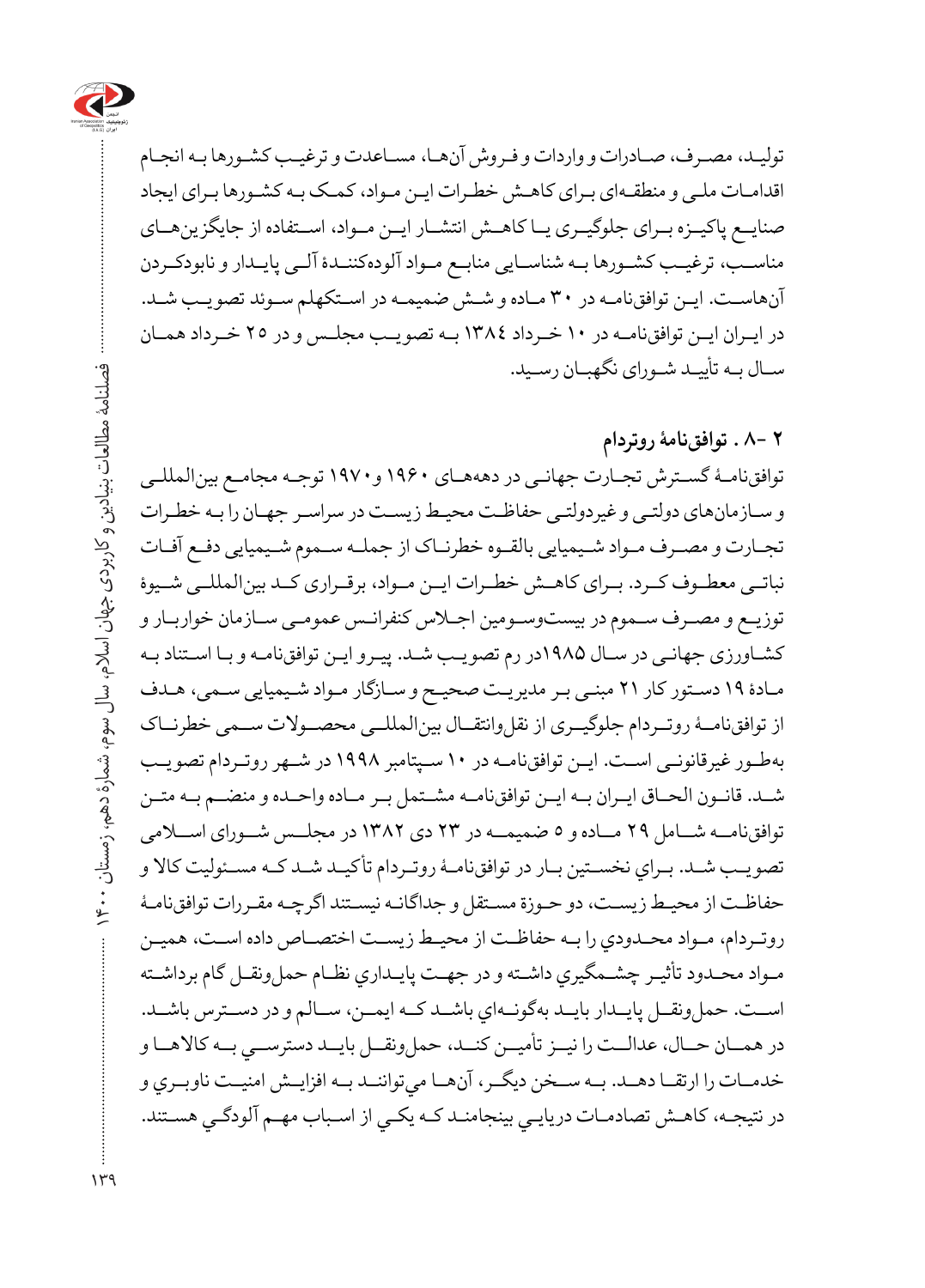تولید، مصرف، صادرات و واردات و فروش آن‌ها، مساعدت و ترغیب کشورها به انجام اقدامات ملی و منطقه‌ای برای کاهش خطرات این مواد، کمک به کشورها برای ایجاد صنایع پاکیزه برای جلوگیری یا کاهش انتشار این مواد، استفاده از جایگزین‌های مناسب، ترغیب کشورها به شناسایی منابع مواد آلوده‌کنندهٔ آلی پایدار و نابودکردن آن‌هاست. این توافق‌نامه در ۳۰ ماده و شش ضمیمه در استکهلم سوئد تصویب شد. در ایران این توافق‌نامه در ۱۰ خرداد ۱۳۸٤ به تصویب مجلس و در ۲۵ خرداد همان سال به تأیید شورای نگهبان رسید.

## ۲ -۸ . توافق‌نامهٔ روتردام

توافق‌نامهٔ گسترش تجارت جهانی در دهه‌های ۱۹۶۰ و۱۹۷۰ توجه مجامع بین‌المللی و سازمان‌های دولتی و غیردولتی حفاظت محیط زیست در سراسر جهان را به خطرات تجارت و مصرف مواد شیمیایی بالقوه خطرناک از جمله سموم شیمیایی دفع آفات نباتی معطوف کرد. برای کاهش خطرات این مواد، برقراری کد بین‌المللی شیوهٔ توزیع و مصرف سموم در بیست‌وسومین اجلاس کنفرانس عمومی سازمان خواربار و کشاورزی جهانی در سال ۱۹۸۵در رم تصویب شد. پیرو این توافق‌نامه و با استناد به مادهٔ ۱۹ دستور کار ۲۱ مبنی بر مدیریت صحیح و سازگار مواد شیمیایی سمی، هدف از توافق‌نامهٔ روتردام جلوگیری از نقل‌وانتقال بین‌المللی محصولات سمی خطرناک به‌طور غیرقانونی است. این توافق‌نامه در ۱۰ سپتامبر ۱۹۹۸ در شهر روتردام تصویب شد. قانون الحاق ایران به این توافق‌نامه مشتمل بر ماده واحده و منضم به متن توافق‌نامه شامل ۲۹ ماده و ۵ ضمیمه در ۲۳ دی ۱۳۸۲ در مجلس شورای اسلامی تصویب شد. براي نخستين بار در توافق‌نامهٔ روتردام تأكيد شد كه مسئوليت كالا و حفاظت از محيط زيست، دو حوزهٔ مستقل و جداگانه نيستند اگرچه مقررات توافق‌نامهٔ روتردام، مواد محدودي را به حفاظت از محيط زيست اختصاص داده است، همين مواد محدود تأثير چشمگيري داشته و در جهت پايداري نظام حمل‌ونقل گام برداشته است. حمل‌ونقل پايدار بايد به‌گونه‌اي باشد كه ايمن، سالم و در دسترس باشد. در همان حال، عدالت را نيز تأمين كند، حمل‌ونقل بايد دسترسي به كالاها و خدمات را ارتقا دهد. به سخن ديگر، آن‌ها مي‌توانند به افزايش امنيت ناوبري و در نتيجه، كاهش تصادمات دريايي بينجامند كه يكي از اسباب مهم آلودگي هستند.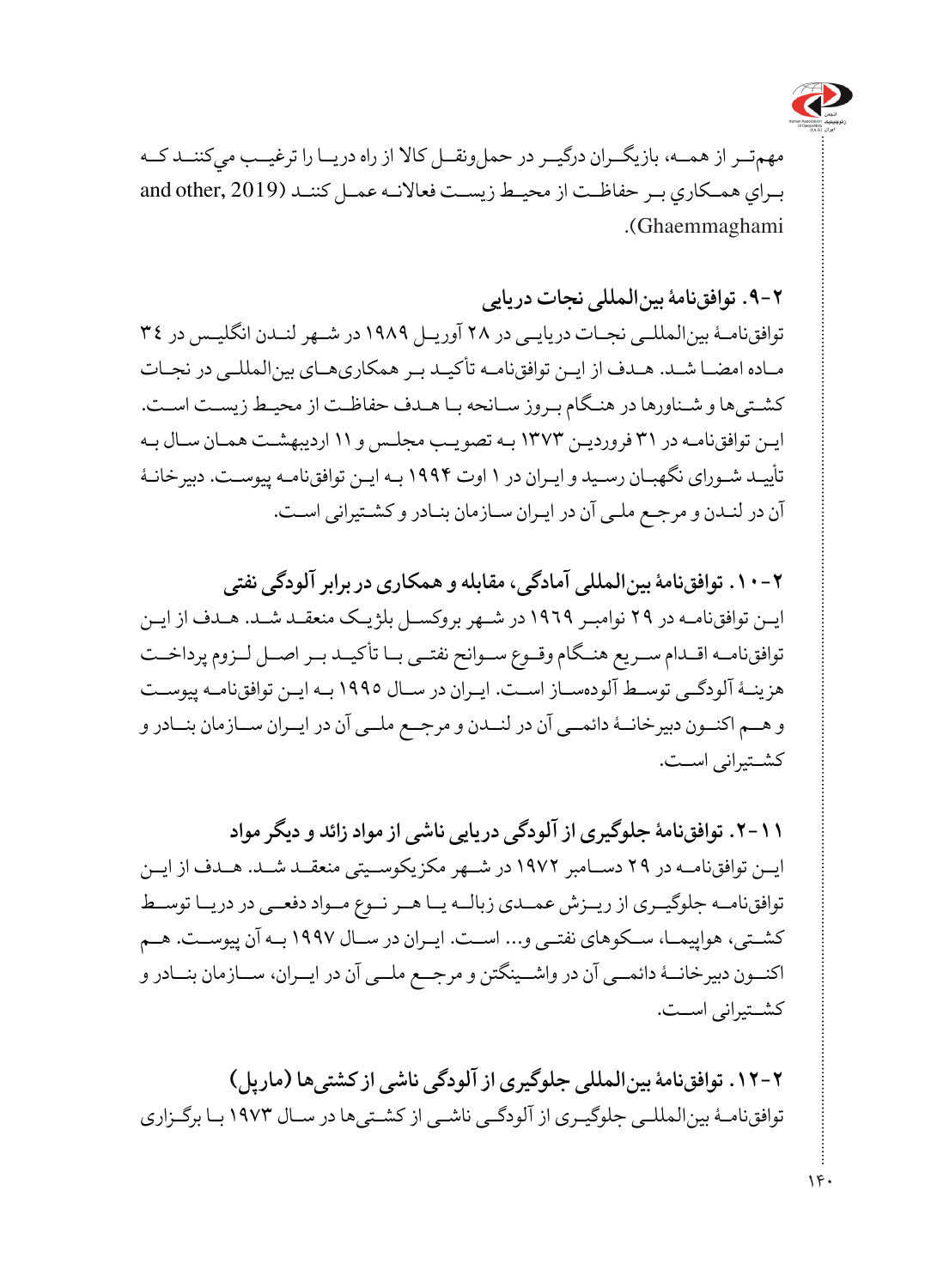مهم‌تر از همه، بازیگران درگیر در حمل‌ونقل کالا از راه دریا را ترغیب می‌کنند که برای همکاری بر حفاظت از محیط زیست فعالانه عمل کنند (Ghaemmaghami and other, 2019).

### ۲-۹. توافق‌نامهٔ بین‌المللی نجات دریایی

توافق‌نامهٔ بین‌المللی نجات دریایی در ۲۸ آوریل ۱۹۸۹ در شهر لندن انگلیس در ۳٤ ماده امضا شد. هدف از این توافق‌نامه تأکید بر همکاری‌های بین‌المللی در نجات کشتی‌ها و شناورها در هنگام بروز سانحه با هدف حفاظت از محیط زیست است. این توافق‌نامه در ۳۱ فروردین ۱۳۷۳ به تصویب مجلس و ۱۱ اردیبهشت همان سال به تأیید شورای نگهبان رسید و ایران در ۱ اوت ۱۹۹۴ به این توافق‌نامه پیوست. دبیرخانهٔ آن در لندن و مرجع ملی آن در ایران سازمان بنادر و کشتیرانی است.

### ۲-۱۰. توافق‌نامهٔ بین‌المللی آمادگی، مقابله و همکاری در برابر آلودگی نفتی

این توافق‌نامه در ۲۹ نوامبر ۱۹٦۹ در شهر بروکسل بلژیک منعقد شد. هدف از این توافق‌نامه اقدام سریع هنگام وقوع سوانح نفتی با تأکید بر اصل لزوم پرداخت هزینهٔ آلودگی توسط آلوده‌ساز است. ایران در سال ۱۹۹٥ به این توافق‌نامه پیوست و هم اکنون دبیرخانهٔ دائمی آن در لندن و مرجع ملی آن در ایران سازمان بنادر و کشتیرانی است.

### ۲-۱۱. توافق‌نامهٔ جلوگیری از آلودگی دریایی ناشی از مواد زائد و دیگر مواد

این توافق‌نامه در ۲۹ دسامبر ۱۹۷۲ در شهر مکزیکوسیتی منعقد شد. هدف از این توافق‌نامه جلوگیری از ریزش عمدی زباله یا هر نوع مواد دفعی در دریا توسط کشتی، هواپیما، سکوهای نفتی و... است. ایران در سال ۱۹۹۷ به آن پیوست. هم اکنون دبیرخانهٔ دائمی آن در واشینگتن و مرجع ملی آن در ایران، سازمان بنادر و کشتیرانی است.

### ۲-۱۲. توافق‌نامهٔ بین‌المللی جلوگیری از آلودگی ناشی از کشتی‌ها (مارپل)

توافق‌نامهٔ بین‌المللی جلوگیری از آلودگی ناشی از کشتی‌ها در سال ۱۹۷۳ با برگزاری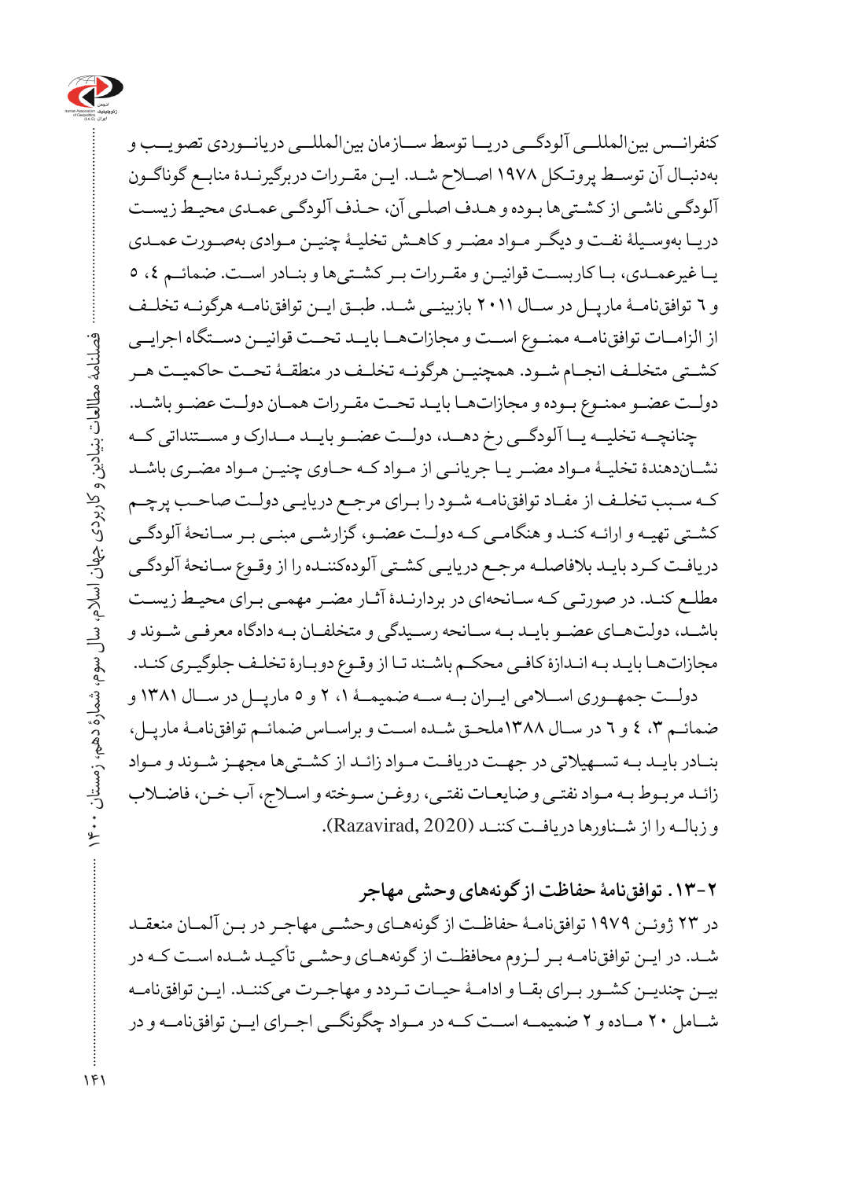کنفرانس بین‌المللی آلودگی دریا توسط سازمان بین‌المللی دریانوردی تصویب و به‌دنبال آن توسط پروتکل ۱۹۷۸ اصلاح شد. این مقررات دربرگیرندهٔ منابع گوناگون آلودگی ناشی از کشتی‌ها بوده و هدف اصلی آن، حذف آلودگی عمدی محیط زیست دریا به‌وسیلهٔ نفت و دیگر مواد مضر و کاهش تخلیهٔ چنین موادی به‌صورت عمدی یا غیرعمدی، با کاربست قوانین و مقررات بر کشتی‌ها و بنادر است. ضمائم ٤، ٥ و ٦ توافق‌نامهٔ مارپل در سال ۲۰۱۱ بازبینی شد. طبق این توافق‌نامه هرگونه تخلف از الزامات توافق‌نامه ممنوع است و مجازات‌ها باید تحت قوانین دستگاه اجرایی کشتی متخلف انجام شود. همچنین هرگونه تخلف در منطقهٔ تحت حاکمیت هر دولت عضو ممنوع بوده و مجازات‌ها باید تحت مقررات همان دولت عضو باشد.

چنانچه تخلیه یا آلودگی رخ دهد، دولت عضو باید مدارک و مستنداتی که نشان‌دهندهٔ تخلیهٔ مواد مضر یا جریانی از مواد که حاوی چنین مواد مضری باشد که سبب تخلف از مفاد توافق‌نامه شود را برای مرجع دریایی دولت صاحب پرچم کشتی تهیه و ارائه کند و هنگامی که دولت عضو، گزارشی مبنی بر سانحهٔ آلودگی دریافت کرد باید بلافاصله مرجع دریایی کشتی آلوده‌کننده را از وقوع سانحهٔ آلودگی مطلع کند. در صورتی که سانحه‌ای در بردارندهٔ آثار مضر مهمی برای محیط زیست باشد، دولت‌های عضو باید به سانحه رسیدگی و متخلفان به دادگاه معرفی شوند و مجازات‌ها باید به اندازهٔ کافی محکم باشند تا از وقوع دوبارهٔ تخلف جلوگیری کند.

دولت جمهوری اسلامی ایران به سه ضمیمهٔ ۱، ۲ و ۵ مارپل در سال ۱۳۸۱ و ضمائم ۳، ٤ و ٦ در سال ۱۳۸۸ملحق شده است و براساس ضمائم توافق‌نامهٔ مارپل، بنادر باید به تسهیلاتی در جهت دریافت مواد زائد از کشتی‌ها مجهز شوند و مواد زائد مربوط به مواد نفتی و ضایعات نفتی، روغن سوخته و اسلاج، آب خن، فاضلاب و زباله را از شناورها دریافت کنند (Razavirad, 2020).

### ۲-۱۳. توافق‌نامهٔ حفاظت از گونه‌های وحشی مهاجر

در ۲۳ ژوئن ۱۹۷۹ توافق‌نامهٔ حفاظت از گونه‌های وحشی مهاجر در بن آلمان منعقد شد. در این توافق‌نامه بر لزوم محافظت از گونه‌های وحشی تأکید شده است که در بین چندین کشور برای بقا و ادامهٔ حیات تردد و مهاجرت می‌کنند. این توافق‌نامه شامل ۲۰ ماده و ۲ ضمیمه است که در مواد چگونگی اجرای این توافق‌نامه و در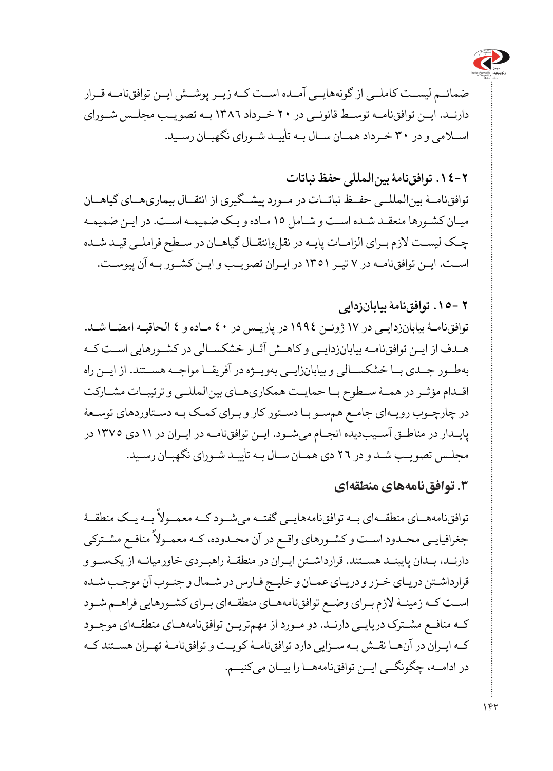ضمائم لیست کاملی از گونه‌هایی آمده است که زیر پوشش این توافق‌نامه قرار دارند. این توافق‌نامه توسط قانونی در ۲۰ خرداد ۱۳۸٦ به تصویب مجلس شورای اسلامی و در ۳۰ خرداد همان سال به تأیید شورای نگهبان رسید.

### ۲-۱٤. توافق‌نامهٔ بین‌المللی حفظ نباتات

توافق‌نامهٔ بین‌المللی حفظ نباتات در مورد پیشگیری از انتقال بیماری‌های گیاهان میان کشورها منعقد شده است و شامل ۱۵ ماده و یک ضمیمه است. در این ضمیمه چک لیست لازم برای الزامات پایه در نقل‌وانتقال گیاهان در سطح فراملی قید شده است. این توافق‌نامه در ۷ تیر ۱۳۵۱ در ایران تصویب و این کشور به آن پیوست.

### ۲-۱۵. توافق‌نامهٔ بیابان‌زدایی

توافق‌نامهٔ بیابان‌زدایی در ۱۷ ژوئن ۱۹۹٤ در پاریس در ٤۰ ماده و ٤ الحاقیه امضا شد. هدف از این توافق‌نامه بیابان‌زدایی و کاهش آثار خشکسالی در کشورهایی است که به‌طور جدی با خشکسالی و بیابان‌زایی به‌ویژه در آفریقا مواجه هستند. از این راه اقدام مؤثر در همهٔ سطوح با حمایت همکاری‌های بین‌المللی و ترتیبات مشارکت در چارچوب رویه‌ای جامع همسو با دستور کار و برای کمک به دستاوردهای توسعهٔ پایدار در مناطق آسیب‌دیده انجام می‌شود. این توافق‌نامه در ایران در ۱۱ دی ۱۳۷۵ در مجلس تصویب شد و در ۲٦ دی همان سال به تأیید شورای نگهبان رسید.

## ۳. توافق‌نامه‌های منطقه‌ای

توافق‌نامه‌های منطقه‌ای به توافق‌نامه‌هایی گفته می‌شود که معمولاً به یک منطقهٔ جغرافیایی محدود است و کشورهای واقع در آن محدوده، که معمولاً منافع مشترکی دارند، بدان پایبند هستند. قرارداشتن ایران در منطقهٔ راهبردی خاورمیانه از یک‌سو و قرارداشتن دریای خزر و دریای عمان و خلیج فارس در شمال و جنوب آن موجب شده است که زمینهٔ لازم برای وضع توافق‌نامه‌های منطقه‌ای برای کشورهایی فراهم شود که منافع مشترک دریایی دارند. دو مورد از مهم‌ترین توافق‌نامه‌های منطقه‌ای موجود که ایران در آن‌ها نقش به سزایی دارد توافق‌نامهٔ کویت و توافق‌نامهٔ تهران هستند که در ادامه، چگونگی این توافق‌نامه‌ها را بیان می‌کنیم.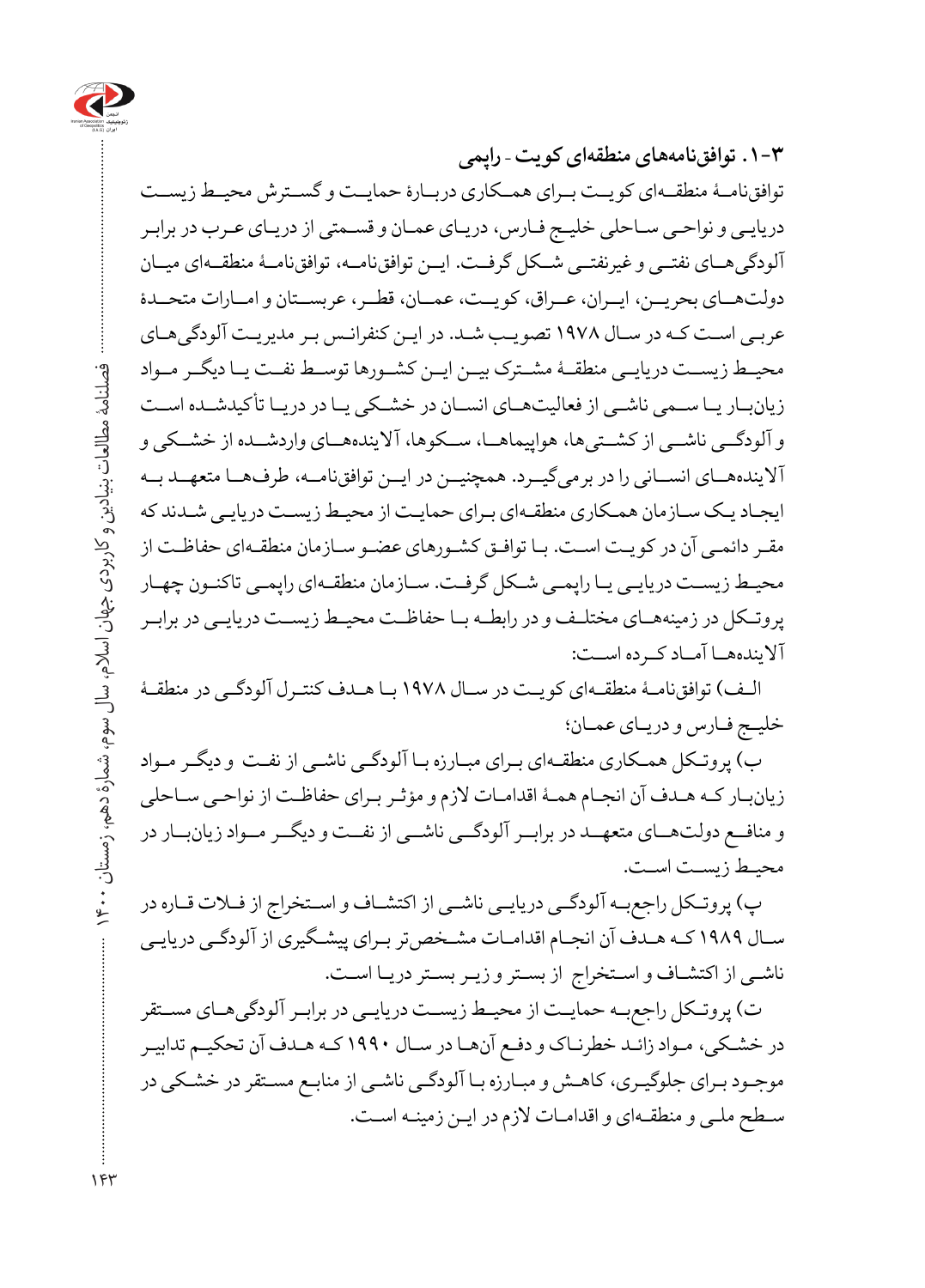### ۳-۱. توافق‌نامه‌های منطقه‌ای کویت - راپمی

توافق‌نامهٔ منطقه‌ای کویت برای همکاری دربارهٔ حمایت و گسترش محیط زیست دریایی و نواحی ساحلی خلیج فارس، دریای عمان و قسمتی از دریای عرب در برابر آلودگی‌های نفتی و غیرنفتی شکل گرفت. این توافق‌نامه، توافق‌نامهٔ منطقه‌ای میان دولت‌های بحرین، ایران، عراق، کویت، عمان، قطر، عربستان و امارات متحدهٔ عربی است که در سال ۱۹۷۸ تصویب شد. در این کنفرانس بر مدیریت آلودگی‌های محیط زیست دریایی منطقهٔ مشترک بین این کشورها توسط نفت یا دیگر مواد زیان‌بار یا سمی ناشی از فعالیت‌های انسان در خشکی یا در دریا تأکیدشده است و آلودگی ناشی از کشتی‌ها، هواپیماها، سکوها، آلاینده‌های واردشده از خشکی و آلاینده‌های انسانی را در برمی‌گیرد. همچنین در این توافق‌نامه، طرف‌ها متعهد به ایجاد یک سازمان همکاری منطقه‌ای برای حمایت از محیط زیست دریایی شدند که مقر دائمی آن در کویت است. با توافق کشورهای عضو سازمان منطقه‌ای حفاظت از محیط زیست دریایی یا راپمی شکل گرفت. سازمان منطقه‌ای راپمی تاکنون چهار پروتکل در زمینه‌های مختلف و در رابطه با حفاظت محیط زیست دریایی در برابر آلاینده‌ها آماد کرده است:

الف) توافق‌نامهٔ منطقه‌ای کویت در سال ۱۹۷۸ با هدف کنترل آلودگی در منطقهٔ خلیج فارس و دریای عمان؛

ب) پروتکل همکاری منطقه‌ای برای مبارزه با آلودگی ناشی از نفت و دیگر مواد زیان‌بار که هدف آن انجام همهٔ اقدامات لازم و مؤثر برای حفاظت از نواحی ساحلی و منافع دولت‌های متعهد در برابر آلودگی ناشی از نفت و دیگر مواد زیان‌بار در محیط زیست است.

پ) پروتکل راجع‌به آلودگی دریایی ناشی از اکتشاف و استخراج از فلات قاره در سال ۱۹۸۹ که هدف آن انجام اقدامات مشخص‌تر برای پیشگیری از آلودگی دریایی ناشی از اکتشاف و استخراج از بستر و زیر بستر دریا است.

ت) پروتکل راجع‌به حمایت از محیط زیست دریایی در برابر آلودگی‌های مستقر در خشکی، مواد زائد خطرناک و دفع آن‌ها در سال ۱۹۹۰ که هدف آن تحکیم تدابیر موجود برای جلوگیری، کاهش و مبارزه با آلودگی ناشی از منابع مستقر در خشکی در سطح ملی و منطقه‌ای و اقدامات لازم در این زمینه است.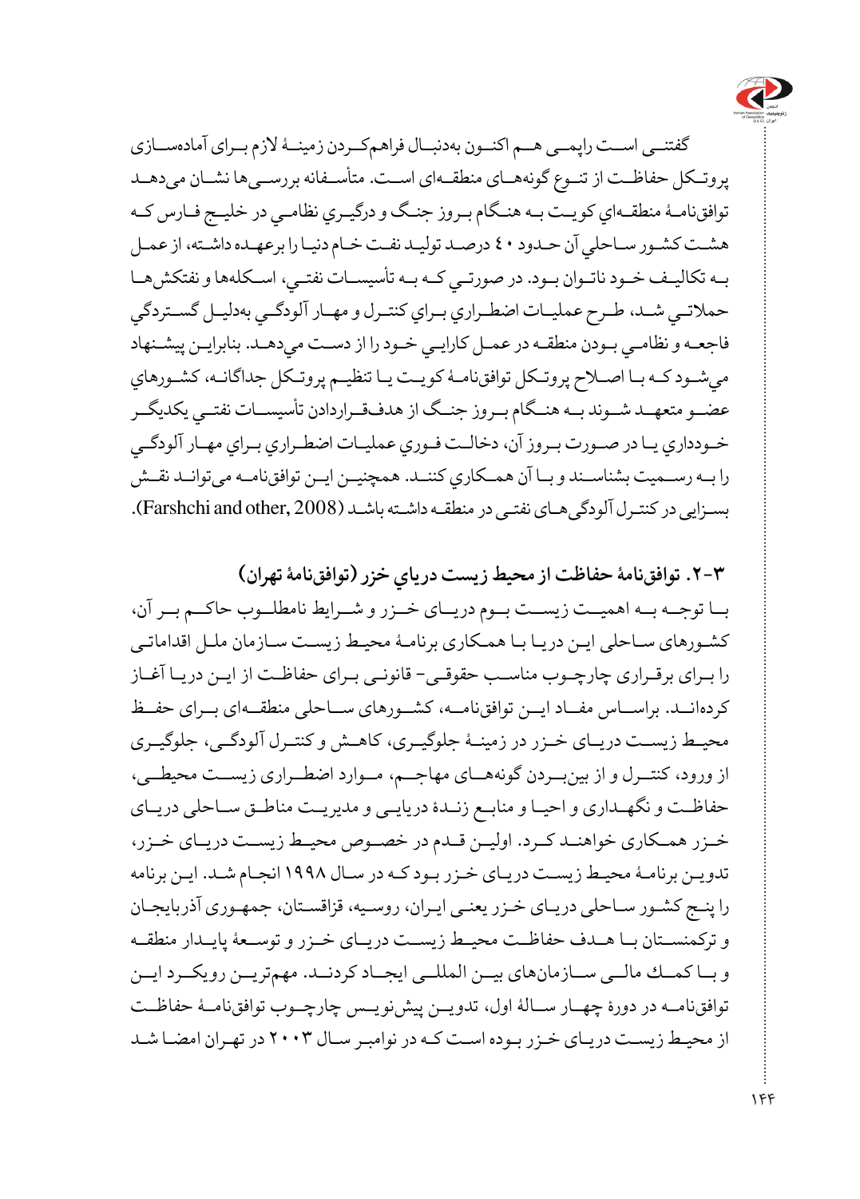گفتنی است راپمی هم اکنون به‌دنبال فراهم‌کردن زمینهٔ لازم برای آماده‌سازی پروتکل حفاظت از تنوع گونه‌های منطقه‌ای است. متأسفانه بررسی‌ها نشان می‌دهد توافق‌نامهٔ منطقه‌ای کویت به هنگام بروز جنگ و درگیری نظامی در خلیج فارس که هشت کشور ساحلی آن حدود ۴۰ درصد تولید نفت خام دنیا را برعهده داشته، از عمل به تکالیف خود ناتوان بود. در صورتی که به تأسیسات نفتی، اسکله‌ها و نفتکش‌ها حملاتی شد، طرح عملیات اضطراری برای کنترل و مهار آلودگی به‌دلیل گستردگی فاجعه و نظامی بودن منطقه در عمل کارایی خود را از دست می‌دهد. بنابراین پیشنهاد می‌شود که با اصلاح پروتکل توافق‌نامهٔ کویت یا تنظیم پروتکل جداگانه، کشورهای عضو متعهد شوند به هنگام بروز جنگ از هدف‌قراردادن تأسیسات نفتی یکدیگر خودداری یا در صورت بروز آن، دخالت فوری عملیات اضطراری برای مهار آلودگی را به رسمیت بشناسند و با آن همکاری کنند. همچنین این توافق‌نامه می‌تواند نقش بسزایی در کنترل آلودگی‌های نفتی در منطقه داشته باشد (Farshchi and other, 2008).

### ۳-۲. توافق‌نامهٔ حفاظت از محیط زیست دریای خزر (توافق‌نامهٔ تهران)

با توجه به اهمیت زیست بوم دریای خزر و شرایط نامطلوب حاکم بر آن، کشورهای ساحلی این دریا با همکاری برنامهٔ محیط زیست سازمان ملل اقداماتی را برای برقراری چارچوب مناسب حقوقی- قانونی برای حفاظت از این دریا آغاز کرده‌اند. براساس مفاد این توافق‌نامه، کشورهای ساحلی منطقه‌ای برای حفظ محیط زیست دریای خزر در زمینهٔ جلوگیری، کاهش و کنترل آلودگی، جلوگیری از ورود، کنترل و از بین‌بردن گونه‌های مهاجم، موارد اضطراری زیست محیطی، حفاظت و نگهداری و احیا و منابع زندهٔ دریایی و مدیریت مناطق ساحلی دریای خزر همکاری خواهند کرد. اولین قدم در خصوص محیط زیست دریای خزر، تدوین برنامهٔ محیط زیست دریای خزر بود که در سال ۱۹۹۸ انجام شد. این برنامه را پنج کشور ساحلی دریای خزر یعنی ایران، روسیه، قزاقستان، جمهوری آذربایجان و ترکمنستان با هدف حفاظت محیط زیست دریای خزر و توسعهٔ پایدار منطقه و با کمک مالی سازمان‌های بین المللی ایجاد کردند. مهم‌ترین رویکرد این توافق‌نامه در دورهٔ چهار سالهٔ اول، تدوین پیش‌نویس چارچوب توافق‌نامهٔ حفاظت از محیط زیست دریای خزر بوده است که در نوامبر سال ۲۰۰۳ در تهران امضا شد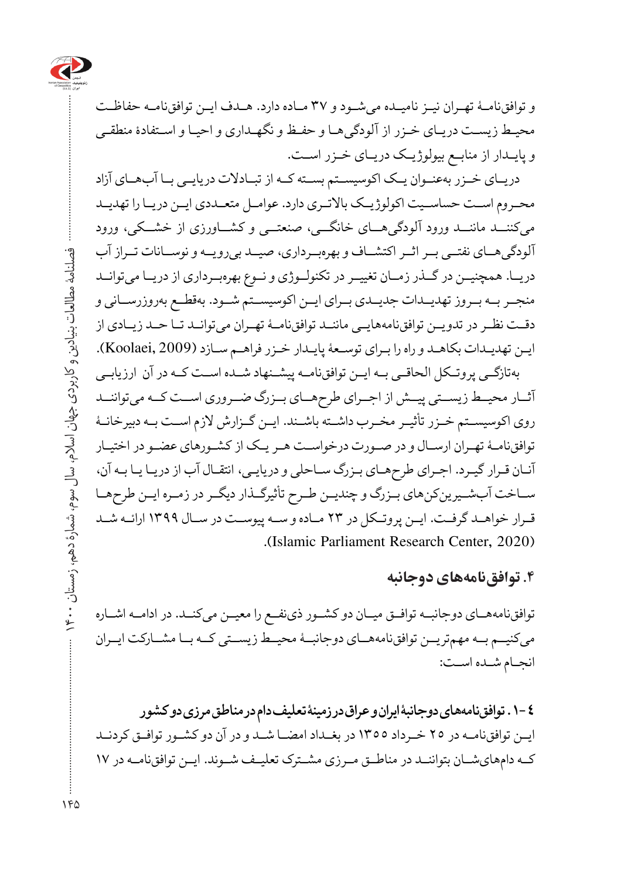و توافق‌نامهٔ تهران نیز نامیده می‌شود و ۳۷ ماده دارد. هدف این توافق‌نامه حفاظت محیط زیست دریای خزر از آلودگی‌ها و حفظ و نگهداری و احیا و استفادهٔ منطقی و پایدار از منابع بیولوژیک دریای خزر است.

دریای خزر به‌عنوان یک اکوسیستم بسته که از تبادلات دریایی با آب‌های آزاد محروم است حساسیت اکولوژیک بالاتری دارد. عوامل متعددی این دریا را تهدید می‌کنند مانند ورود آلودگی‌های خانگی، صنعتی و کشاورزی از خشکی، ورود آلودگی‌های نفتی بر اثر اکتشاف و بهره‌برداری، صید بی‌رویه و نوسانات تراز آب دریا. همچنین در گذر زمان تغییر در تکنولوژی و نوع بهره‌برداری از دریا می‌تواند منجر به بروز تهدیدات جدیدی برای این اکوسیستم شود. به‌قطع به‌روزرسانی و دقت نظر در تدوین توافق‌نامه‌هایی مانند توافق‌نامهٔ تهران می‌تواند تا حد زیادی از این تهدیدات بکاهد و راه را برای توسعهٔ پایدار خزر فراهم سازد (Koolaei, 2009).

به‌تازگی پروتکل الحاقی به این توافق‌نامه پیشنهاد شده است که در آن ارزیابی آثار محیط زیستی پیش از اجرای طرح‌های بزرگ ضروری است که می‌توانند روی اکوسیستم خزر تأثیر مخرب داشته باشند. این گزارش لازم است به دبیرخانهٔ توافق‌نامهٔ تهران ارسال و در صورت درخواست هر یک از کشورهای عضو در اختیار آنان قرار گیرد. اجرای طرح‌های بزرگ ساحلی و دریایی، انتقال آب از دریا یا به آن، ساخت آب‌شیرین‌کن‌های بزرگ و چندین طرح تأثیرگذار دیگر در زمرهٔ این طرح‌ها قرار خواهد گرفت. این پروتکل در ۲۳ ماده و سه پیوست در سال ۱۳۹۹ ارائه شد (Islamic Parliament Research Center, 2020).

## ۴. توافق‌نامه‌های دوجانبه

توافق‌نامه‌های دوجانبه توافق میان دو کشور ذی‌نفع را معین می‌کند. در ادامه اشاره می‌کنیم به مهم‌ترین توافق‌نامه‌های دوجانبهٔ محیط زیستی که با مشارکت ایران انجام شده است:

### ٤-١. توافق‌نامه‌های دوجانبهٔ ایران و عراق در زمینهٔ تعلیف دام در مناطق مرزی دو کشور

این توافق‌نامه در ۲۵ خرداد ۱۳۵۵ در بغداد امضا شد و در آن دو کشور توافق کردند که دام‌های‌شان بتوانند در مناطق مرزی مشترک تعلیف شوند. این توافق‌نامه در ۱۷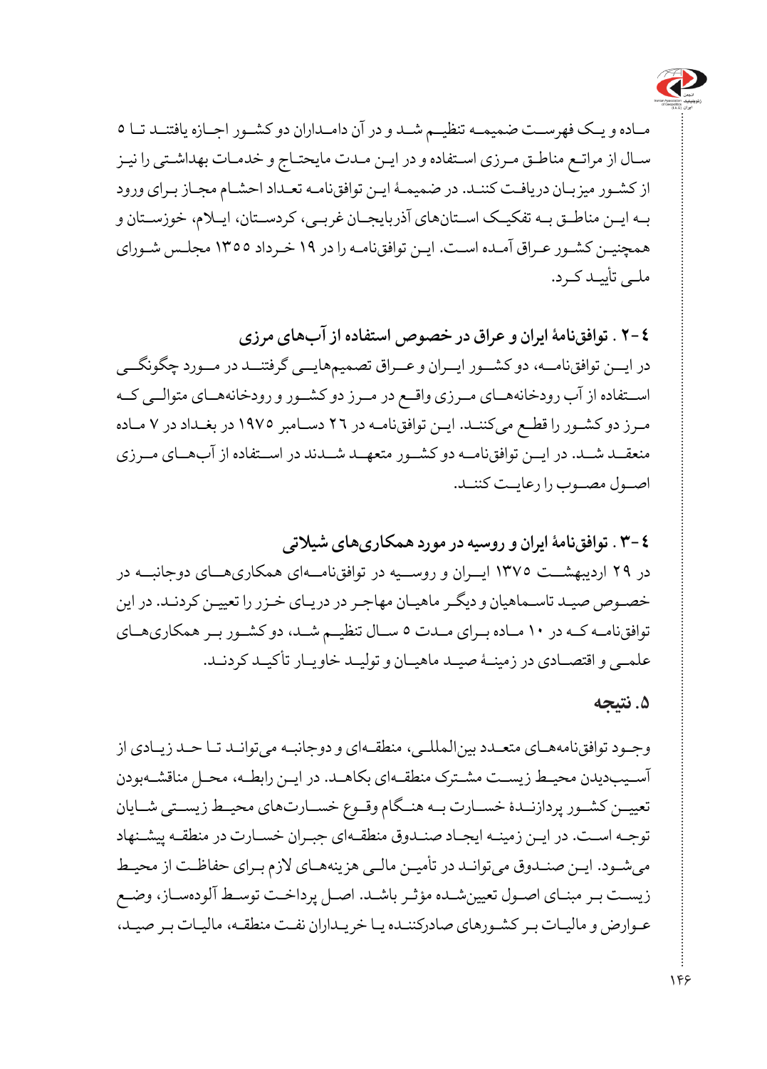مـاده و یـک فهرسـت ضمیمـه تنظیـم شـد و در آن دامـداران دو کشـور اجـازه یافتنـد تـا ۵ سـال از مراتـع مناطـق مـرزی اسـتفاده و در ایـن مـدت مایحتـاج و خدمـات بهداشـتی را نیـز از کشـور میزبـان دریافـت کننـد. در ضمیمـهٔ ایـن توافق‌نامـه تعـداد احشـام مجـاز بـرای ورود بـه ایـن مناطـق بـه تفکیـک اسـتان‌های آذربایجـان غربـی، کردسـتان، ایـلام، خوزسـتان و همچنیـن کشـور عـراق آمـده اسـت. ایـن توافق‌نامـه را در ۱۹ خـرداد ۱۳۵۵ مجلـس شـورای ملـی تأییـد کـرد.

### ٤-۲ . توافق‌نامهٔ ایران و عراق در خصوص استفاده از آب‌های مرزی

در ایـن توافق‌نامـه، دو کشـور ایـران و عـراق تصمیم‌هایـی گرفتنـد در مـورد چگونگـی اسـتفاده از آب رودخانه‌هـای مـرزی واقـع در مـرز دو کشـور و رودخانه‌هـای متوالـی کـه مـرز دو کشـور را قطـع می‌کننـد. ایـن توافق‌نامـه در ۲٦ دسـامبر ۱۹۷۵ در بغـداد در ۷ مـاده منعقـد شـد. در ایـن توافق‌نامـه دو کشـور متعهـد شـدند در اسـتفاده از آب‌هـای مـرزی اصـول مصـوب را رعایـت کننـد.

### ٤-۳ . توافق‌نامهٔ ایران و روسیه در مورد همکاری‌های شیلاتی

در ۲۹ اردیبهشـت ۱۳۷۵ ایـران و روسـیه در توافق‌نامـه‌ای همکاری‌هـای دوجانبـه در خصـوص صیـد تاسـماهیان و دیگـر ماهیـان مهاجـر در دریـای خـزر را تعییـن کردنـد. در این توافق‌نامـه کـه در ۱۰ مـاده بـرای مـدت ۵ سـال تنظیـم شـد، دو کشـور بـر همکاری‌هـای علمـی و اقتصـادی در زمینـهٔ صیـد ماهیـان و تولیـد خاویـار تأکیـد کردنـد.

## ۵. نتیجه

وجـود توافق‌نامه‌هـای متعـدد بین‌المللـی، منطقـه‌ای و دوجانبـه می‌توانـد تـا حـد زیـادی از آسـیب‌دیدن محیـط زیسـت مشـترک منطقـه‌ای بکاهـد. در ایـن رابطـه، محـل مناقشـه‌بودن تعییـن کشـور پردازنـدهٔ خسـارت بـه هنـگام وقـوع خسـارت‌های محیـط زیسـتی شـایان توجـه اسـت. در ایـن زمینـه ایجـاد صنـدوق منطقـه‌ای جبـران خسـارت در منطقـه پیشـنهاد می‌شـود. ایـن صنـدوق می‌توانـد در تأمیـن مالـی هزینه‌هـای لازم بـرای حفاظـت از محیـط زیسـت بـر مبنـای اصـول تعیین‌شـده مؤثـر باشـد. اصـل پرداخـت توسـط آلوده‌سـاز، وضـع عـوارض و مالیـات بـر کشـورهای صادرکننـده یـا خریـداران نفـت منطقـه، مالیـات بـر صیـد،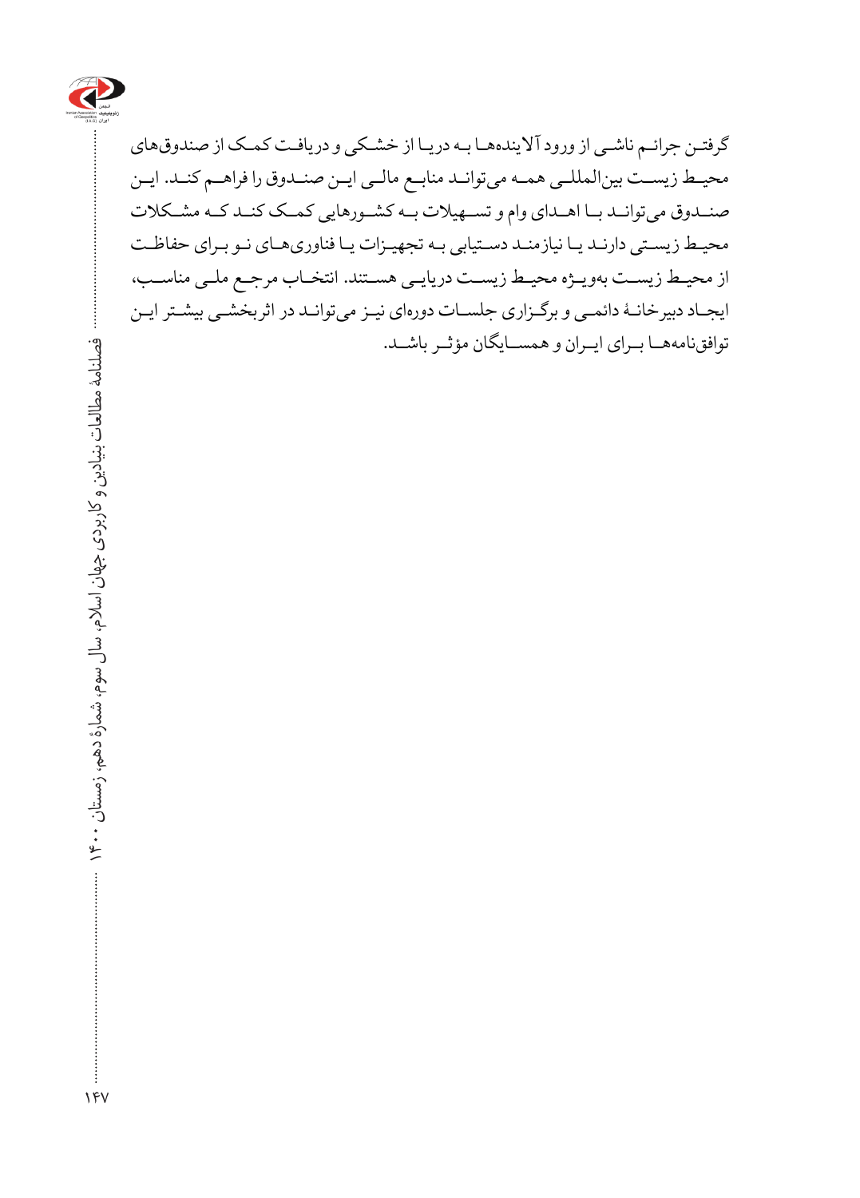گرفتن جرائم ناشی از ورود آلاینده‌ها به دریا از خشکی و دریافت کمک از صندوق‌های محیط زیست بین‌المللی همه می‌تواند منابع مالی این صندوق را فراهم کند. این صندوق می‌تواند با اهدای وام و تسهیلات به کشورهایی کمک کند که مشکلات محیط زیستی دارند یا نیازمند دستیابی به تجهیزات یا فناوری‌های نو برای حفاظت از محیط زیست به‌ویژه محیط زیست دریایی هستند. انتخاب مرجع ملی مناسب، ایجاد دبیرخانهٔ دائمی و برگزاری جلسات دوره‌ای نیز می‌تواند در اثربخشی بیشتر این توافق‌نامه‌ها برای ایران و همسایگان مؤثر باشد.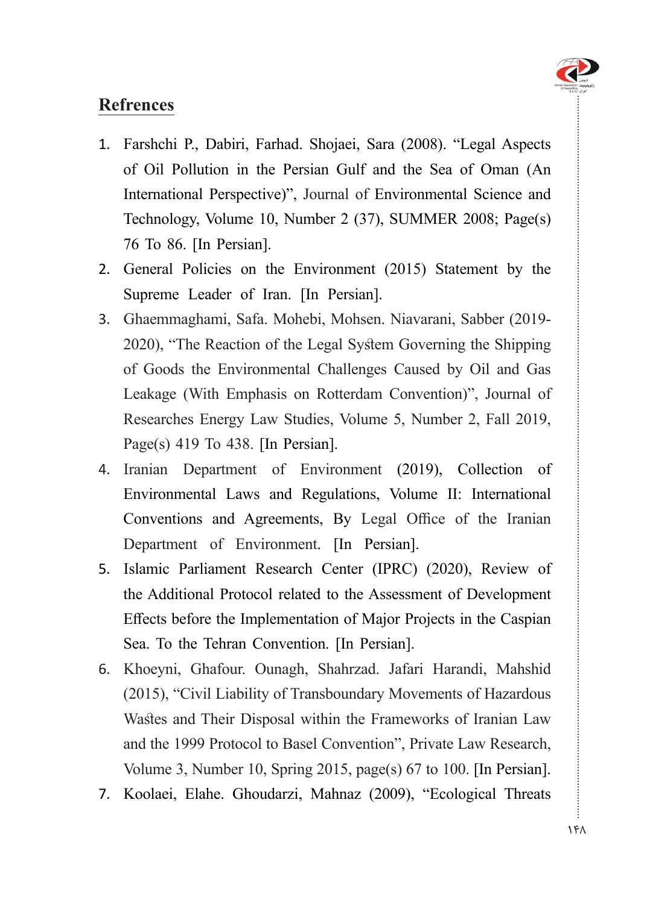## Refrences

1. Farshchi P., Dabiri, Farhad. Shojaei, Sara (2008). “Legal Aspects of Oil Pollution in the Persian Gulf and the Sea of Oman (An International Perspective)”, Journal of Environmental Science and Technology, Volume 10, Number 2 (37), SUMMER 2008; Page(s) 76 To 86. [In Persian].
2. General Policies on the Environment (2015) Statement by the Supreme Leader of Iran. [In Persian].
3. Ghaemmaghami, Safa. Mohebi, Mohsen. Niavarani, Sabber (2019-2020), “The Reaction of the Legal System Governing the Shipping of Goods the Environmental Challenges Caused by Oil and Gas Leakage (With Emphasis on Rotterdam Convention)”, Journal of Researches Energy Law Studies, Volume 5, Number 2, Fall 2019, Page(s) 419 To 438. [In Persian].
4. Iranian Department of Environment (2019), Collection of Environmental Laws and Regulations, Volume II: International Conventions and Agreements, By Legal Office of the Iranian Department of Environment. [In Persian].
5. Islamic Parliament Research Center (IPRC) (2020), Review of the Additional Protocol related to the Assessment of Development Effects before the Implementation of Major Projects in the Caspian Sea. To the Tehran Convention. [In Persian].
6. Khoeyni, Ghafour. Ounagh, Shahrzad. Jafari Harandi, Mahshid (2015), “Civil Liability of Transboundary Movements of Hazardous Wastes and Their Disposal within the Frameworks of Iranian Law and the 1999 Protocol to Basel Convention”, Private Law Research, Volume 3, Number 10, Spring 2015, page(s) 67 to 100. [In Persian].
7. Koolaei, Elahe. Ghoudarzi, Mahnaz (2009), “Ecological Threats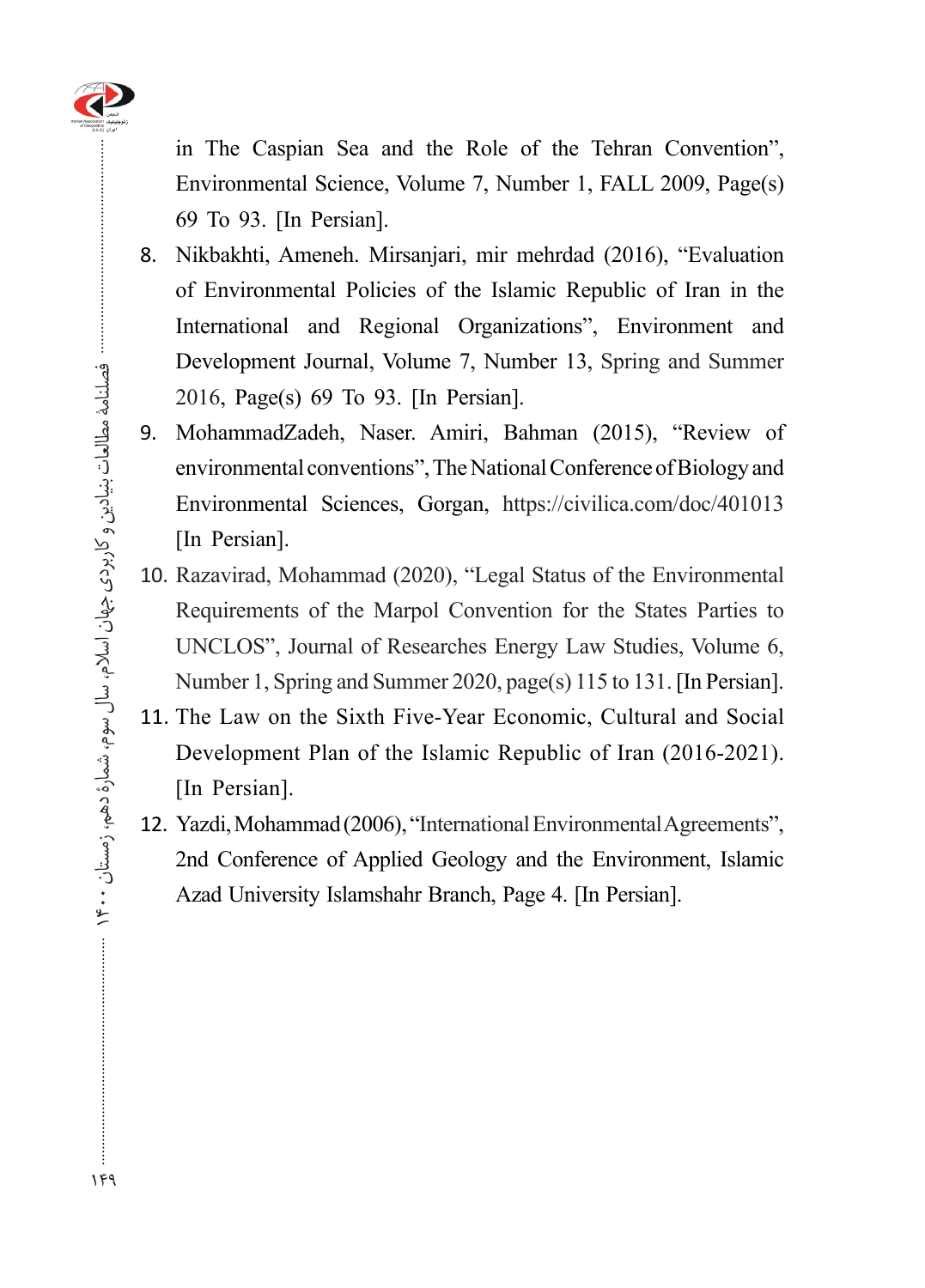in The Caspian Sea and the Role of the Tehran Convention", Environmental Science, Volume 7, Number 1, FALL 2009, Page(s) 69 To 93. [In Persian].

8. Nikbakhti, Ameneh. Mirsanjari, mir mehrdad (2016), "Evaluation of Environmental Policies of the Islamic Republic of Iran in the International and Regional Organizations", Environment and Development Journal, Volume 7, Number 13, Spring and Summer 2016, Page(s) 69 To 93. [In Persian].
9. MohammadZadeh, Naser. Amiri, Bahman (2015), "Review of environmental conventions", The National Conference of Biology and Environmental Sciences, Gorgan, https://civilica.com/doc/401013 [In Persian].
10. Razavirad, Mohammad (2020), "Legal Status of the Environmental Requirements of the Marpol Convention for the States Parties to UNCLOS", Journal of Researches Energy Law Studies, Volume 6, Number 1, Spring and Summer 2020, page(s) 115 to 131. [In Persian].
11. The Law on the Sixth Five-Year Economic, Cultural and Social Development Plan of the Islamic Republic of Iran (2016-2021). [In Persian].
12. Yazdi, Mohammad (2006), "International Environmental Agreements", 2nd Conference of Applied Geology and the Environment, Islamic Azad University Islamshahr Branch, Page 4. [In Persian].